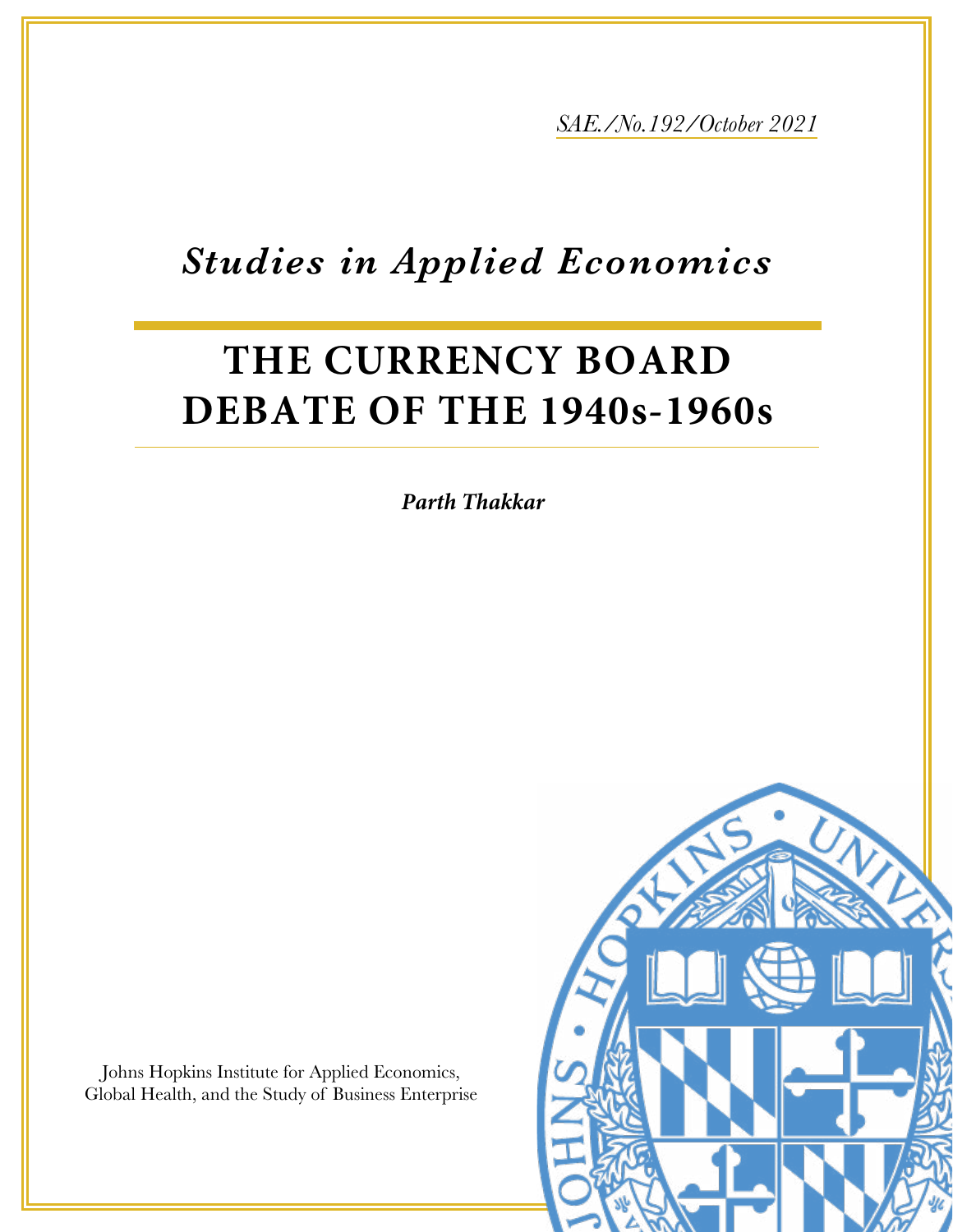*SAE./No.192/October 2021*

# *Studies in Applied Economics*

# THE CURRENCY BOARD DEBATE OF THE 1940s-1960s

***Parth Thakkar***

Johns Hopkins Institute for Applied Economics, Global Health, and the Study of Business Enterprise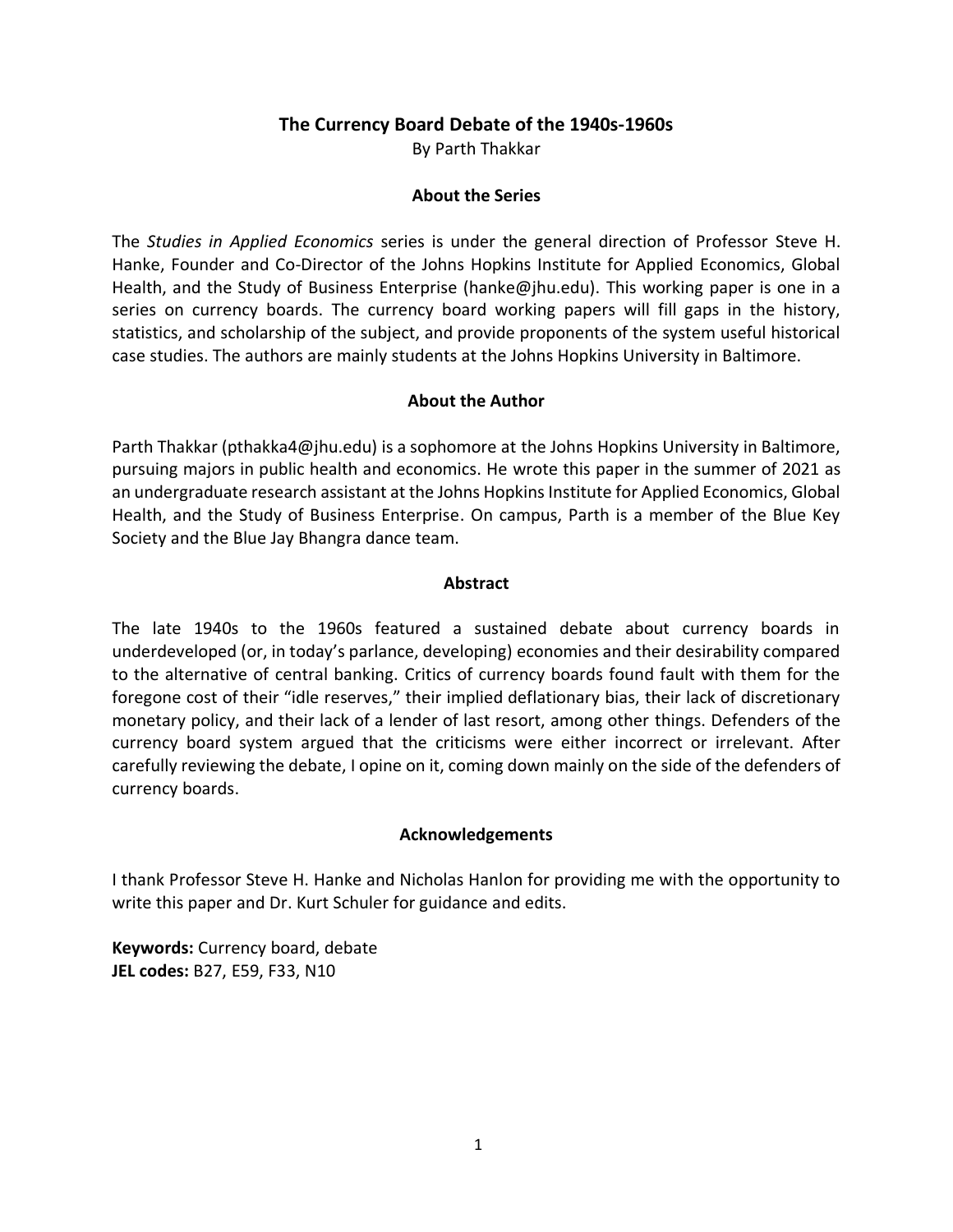# The Currency Board Debate of the 1940s-1960s

By Parth Thakkar

## About the Series

The *Studies in Applied Economics* series is under the general direction of Professor Steve H. Hanke, Founder and Co-Director of the Johns Hopkins Institute for Applied Economics, Global Health, and the Study of Business Enterprise (hanke@jhu.edu). This working paper is one in a series on currency boards. The currency board working papers will fill gaps in the history, statistics, and scholarship of the subject, and provide proponents of the system useful historical case studies. The authors are mainly students at the Johns Hopkins University in Baltimore.

## About the Author

Parth Thakkar (pthakka4@jhu.edu) is a sophomore at the Johns Hopkins University in Baltimore, pursuing majors in public health and economics. He wrote this paper in the summer of 2021 as an undergraduate research assistant at the Johns Hopkins Institute for Applied Economics, Global Health, and the Study of Business Enterprise. On campus, Parth is a member of the Blue Key Society and the Blue Jay Bhangra dance team.

## Abstract

The late 1940s to the 1960s featured a sustained debate about currency boards in underdeveloped (or, in today's parlance, developing) economies and their desirability compared to the alternative of central banking. Critics of currency boards found fault with them for the foregone cost of their "idle reserves," their implied deflationary bias, their lack of discretionary monetary policy, and their lack of a lender of last resort, among other things. Defenders of the currency board system argued that the criticisms were either incorrect or irrelevant. After carefully reviewing the debate, I opine on it, coming down mainly on the side of the defenders of currency boards.

## Acknowledgements

I thank Professor Steve H. Hanke and Nicholas Hanlon for providing me with the opportunity to write this paper and Dr. Kurt Schuler for guidance and edits.

**Keywords:** Currency board, debate
**JEL codes:** B27, E59, F33, N10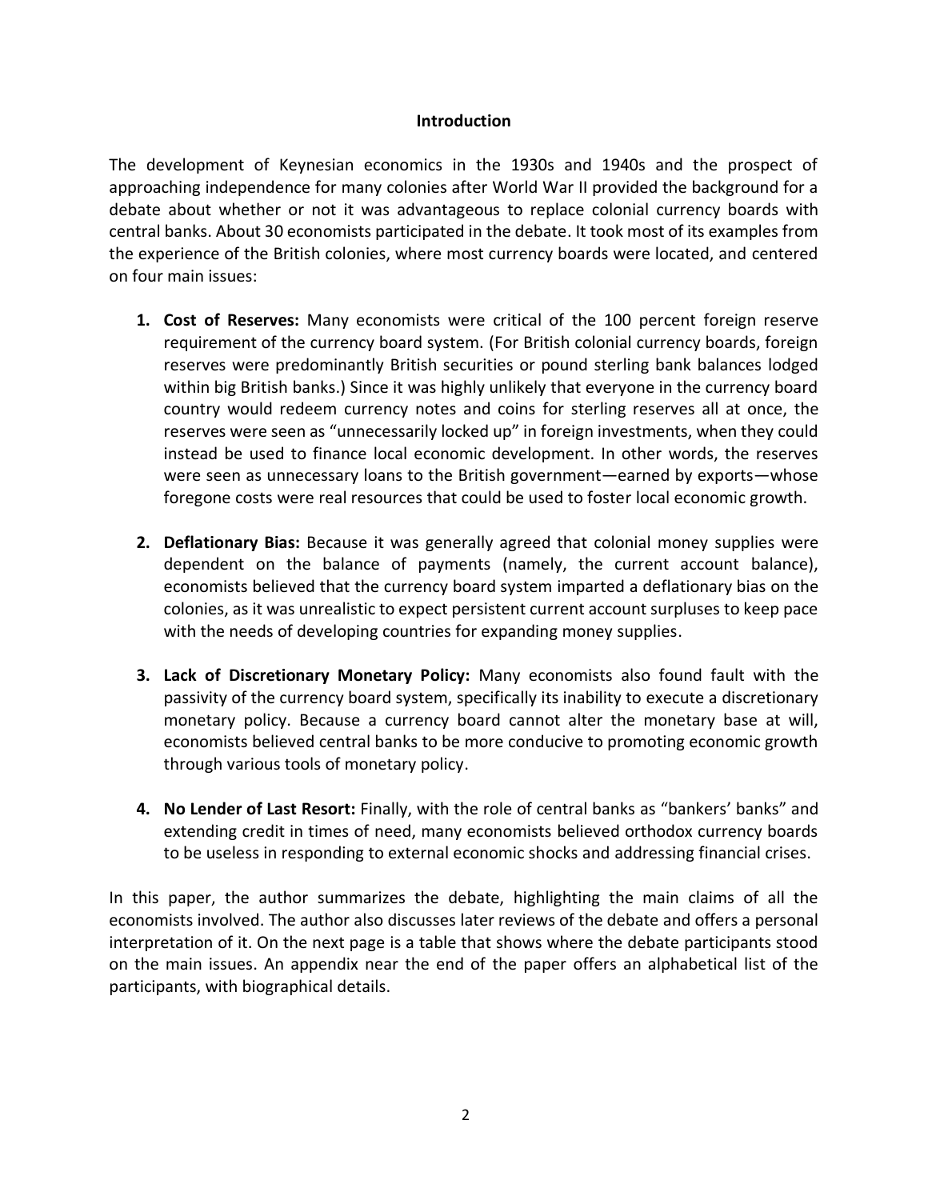## Introduction

The development of Keynesian economics in the 1930s and 1940s and the prospect of approaching independence for many colonies after World War II provided the background for a debate about whether or not it was advantageous to replace colonial currency boards with central banks. About 30 economists participated in the debate. It took most of its examples from the experience of the British colonies, where most currency boards were located, and centered on four main issues:

1. **Cost of Reserves:** Many economists were critical of the 100 percent foreign reserve requirement of the currency board system. (For British colonial currency boards, foreign reserves were predominantly British securities or pound sterling bank balances lodged within big British banks.) Since it was highly unlikely that everyone in the currency board country would redeem currency notes and coins for sterling reserves all at once, the reserves were seen as "unnecessarily locked up" in foreign investments, when they could instead be used to finance local economic development. In other words, the reserves were seen as unnecessary loans to the British government—earned by exports—whose foregone costs were real resources that could be used to foster local economic growth.

2. **Deflationary Bias:** Because it was generally agreed that colonial money supplies were dependent on the balance of payments (namely, the current account balance), economists believed that the currency board system imparted a deflationary bias on the colonies, as it was unrealistic to expect persistent current account surpluses to keep pace with the needs of developing countries for expanding money supplies.

3. **Lack of Discretionary Monetary Policy:** Many economists also found fault with the passivity of the currency board system, specifically its inability to execute a discretionary monetary policy. Because a currency board cannot alter the monetary base at will, economists believed central banks to be more conducive to promoting economic growth through various tools of monetary policy.

4. **No Lender of Last Resort:** Finally, with the role of central banks as "bankers' banks" and extending credit in times of need, many economists believed orthodox currency boards to be useless in responding to external economic shocks and addressing financial crises.

In this paper, the author summarizes the debate, highlighting the main claims of all the economists involved. The author also discusses later reviews of the debate and offers a personal interpretation of it. On the next page is a table that shows where the debate participants stood on the main issues. An appendix near the end of the paper offers an alphabetical list of the participants, with biographical details.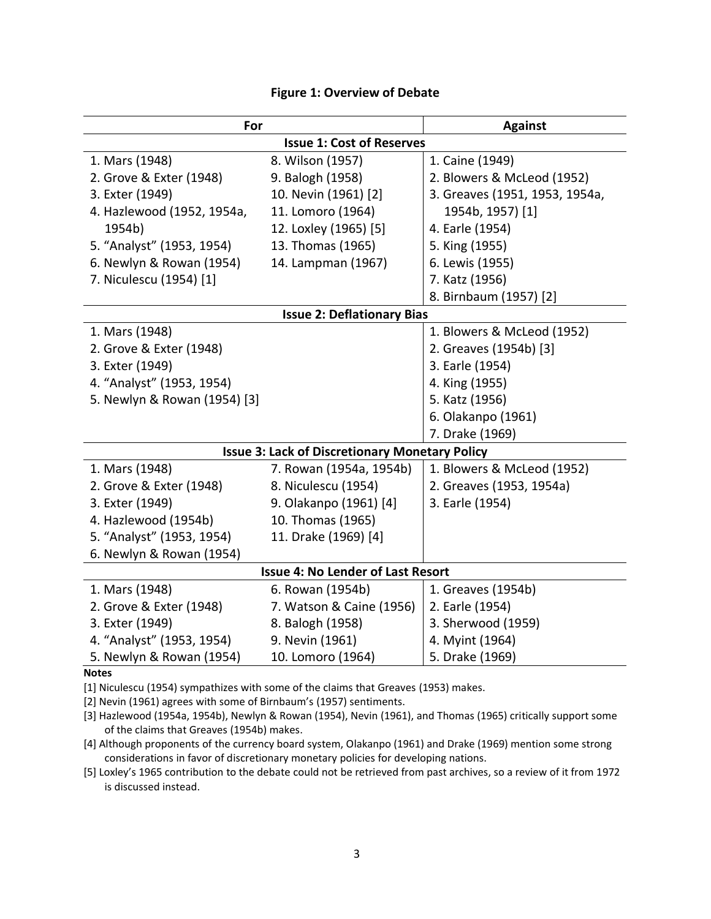**Figure 1: Overview of Debate**

| For | | Against |
|---|---|---|
| **Issue 1: Cost of Reserves** | | |
| 1. Mars (1948) | 8. Wilson (1957) | 1. Caine (1949) |
| 2. Grove & Exter (1948) | 9. Balogh (1958) | 2. Blowers & McLeod (1952) |
| 3. Exter (1949) | 10. Nevin (1961) [2] | 3. Greaves (1951, 1953, 1954a, 1954b, 1957) [1] |
| 4. Hazlewood (1952, 1954a, 1954b) | 11. Lomoro (1964) | 4. Earle (1954) |
| 5. "Analyst" (1953, 1954) | 12. Loxley (1965) [5] | 5. King (1955) |
| 6. Newlyn & Rowan (1954) | 13. Thomas (1965) | 6. Lewis (1955) |
| 7. Niculescu (1954) [1] | 14. Lampman (1967) | 7. Katz (1956) |
| | | 8. Birnbaum (1957) [2] |
| **Issue 2: Deflationary Bias** | | |
| 1. Mars (1948) | | 1. Blowers & McLeod (1952) |
| 2. Grove & Exter (1948) | | 2. Greaves (1954b) [3] |
| 3. Exter (1949) | | 3. Earle (1954) |
| 4. "Analyst" (1953, 1954) | | 4. King (1955) |
| 5. Newlyn & Rowan (1954) [3] | | 5. Katz (1956) |
| | | 6. Olakanpo (1961) |
| | | 7. Drake (1969) |
| **Issue 3: Lack of Discretionary Monetary Policy** | | |
| 1. Mars (1948) | 7. Rowan (1954a, 1954b) | 1. Blowers & McLeod (1952) |
| 2. Grove & Exter (1948) | 8. Niculescu (1954) | 2. Greaves (1953, 1954a) |
| 3. Exter (1949) | 9. Olakanpo (1961) [4] | 3. Earle (1954) |
| 4. Hazlewood (1954b) | 10. Thomas (1965) | |
| 5. "Analyst" (1953, 1954) | 11. Drake (1969) [4] | |
| 6. Newlyn & Rowan (1954) | | |
| **Issue 4: No Lender of Last Resort** | | |
| 1. Mars (1948) | 6. Rowan (1954b) | 1. Greaves (1954b) |
| 2. Grove & Exter (1948) | 7. Watson & Caine (1956) | 2. Earle (1954) |
| 3. Exter (1949) | 8. Balogh (1958) | 3. Sherwood (1959) |
| 4. "Analyst" (1953, 1954) | 9. Nevin (1961) | 4. Myint (1964) |
| 5. Newlyn & Rowan (1954) | 10. Lomoro (1964) | 5. Drake (1969) |

**Notes**

[1] Niculescu (1954) sympathizes with some of the claims that Greaves (1953) makes.

[2] Nevin (1961) agrees with some of Birnbaum's (1957) sentiments.

[3] Hazlewood (1954a, 1954b), Newlyn & Rowan (1954), Nevin (1961), and Thomas (1965) critically support some of the claims that Greaves (1954b) makes.

[4] Although proponents of the currency board system, Olakanpo (1961) and Drake (1969) mention some strong considerations in favor of discretionary monetary policies for developing nations.

[5] Loxley's 1965 contribution to the debate could not be retrieved from past archives, so a review of it from 1972 is discussed instead.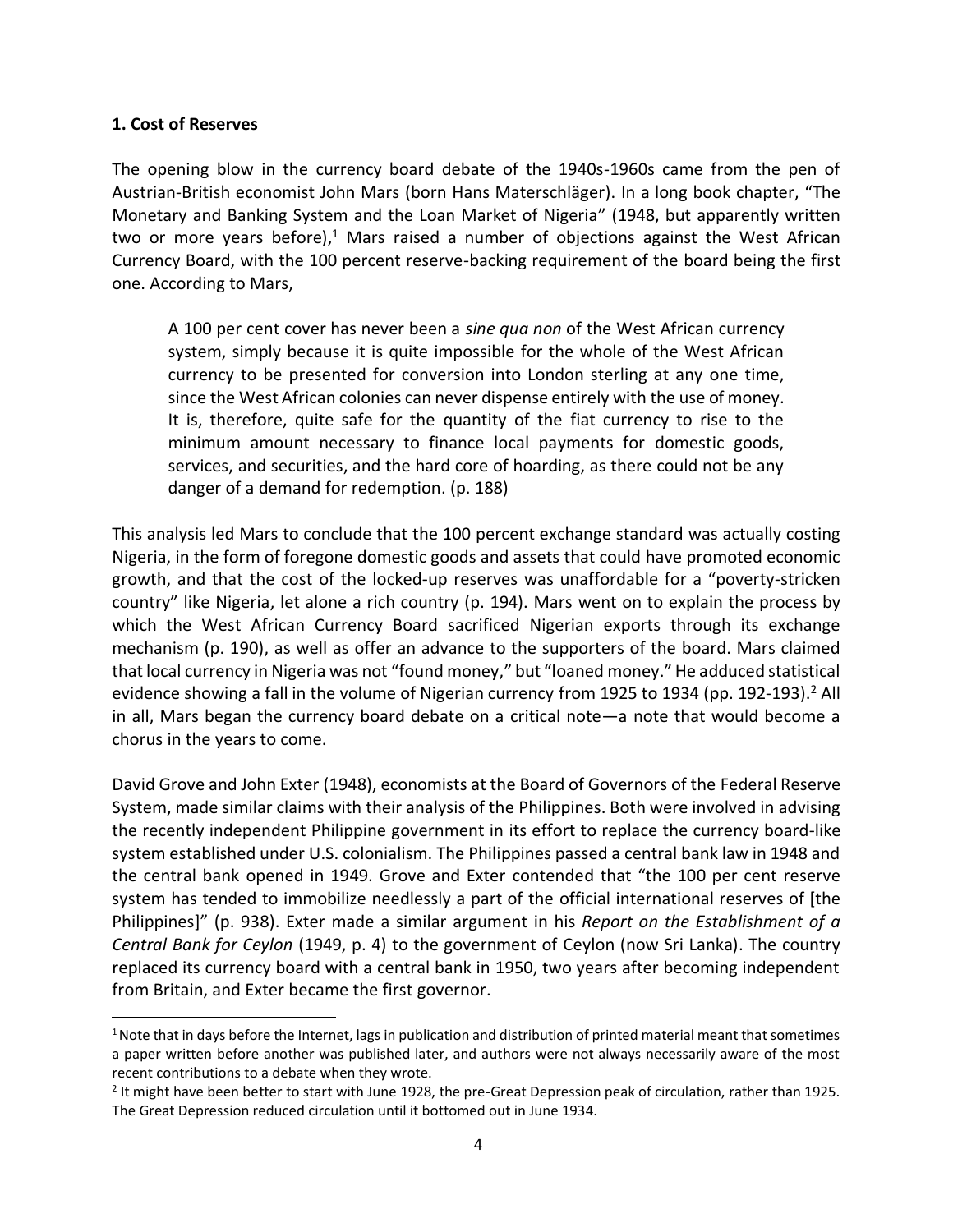### 1. Cost of Reserves

The opening blow in the currency board debate of the 1940s-1960s came from the pen of Austrian-British economist John Mars (born Hans Materschläger). In a long book chapter, "The Monetary and Banking System and the Loan Market of Nigeria" (1948, but apparently written two or more years before),[1] Mars raised a number of objections against the West African Currency Board, with the 100 percent reserve-backing requirement of the board being the first one. According to Mars,

> A 100 per cent cover has never been a *sine qua non* of the West African currency system, simply because it is quite impossible for the whole of the West African currency to be presented for conversion into London sterling at any one time, since the West African colonies can never dispense entirely with the use of money. It is, therefore, quite safe for the quantity of the fiat currency to rise to the minimum amount necessary to finance local payments for domestic goods, services, and securities, and the hard core of hoarding, as there could not be any danger of a demand for redemption. (p. 188)

This analysis led Mars to conclude that the 100 percent exchange standard was actually costing Nigeria, in the form of foregone domestic goods and assets that could have promoted economic growth, and that the cost of the locked-up reserves was unaffordable for a "poverty-stricken country" like Nigeria, let alone a rich country (p. 194). Mars went on to explain the process by which the West African Currency Board sacrificed Nigerian exports through its exchange mechanism (p. 190), as well as offer an advance to the supporters of the board. Mars claimed that local currency in Nigeria was not "found money," but "loaned money." He adduced statistical evidence showing a fall in the volume of Nigerian currency from 1925 to 1934 (pp. 192-193).[2] All in all, Mars began the currency board debate on a critical note—a note that would become a chorus in the years to come.

David Grove and John Exter (1948), economists at the Board of Governors of the Federal Reserve System, made similar claims with their analysis of the Philippines. Both were involved in advising the recently independent Philippine government in its effort to replace the currency board-like system established under U.S. colonialism. The Philippines passed a central bank law in 1948 and the central bank opened in 1949. Grove and Exter contended that "the 100 per cent reserve system has tended to immobilize needlessly a part of the official international reserves of [the Philippines]" (p. 938). Exter made a similar argument in his *Report on the Establishment of a Central Bank for Ceylon* (1949, p. 4) to the government of Ceylon (now Sri Lanka). The country replaced its currency board with a central bank in 1950, two years after becoming independent from Britain, and Exter became the first governor.

---

[1] Note that in days before the Internet, lags in publication and distribution of printed material meant that sometimes a paper written before another was published later, and authors were not always necessarily aware of the most recent contributions to a debate when they wrote.

[2] It might have been better to start with June 1928, the pre-Great Depression peak of circulation, rather than 1925. The Great Depression reduced circulation until it bottomed out in June 1934.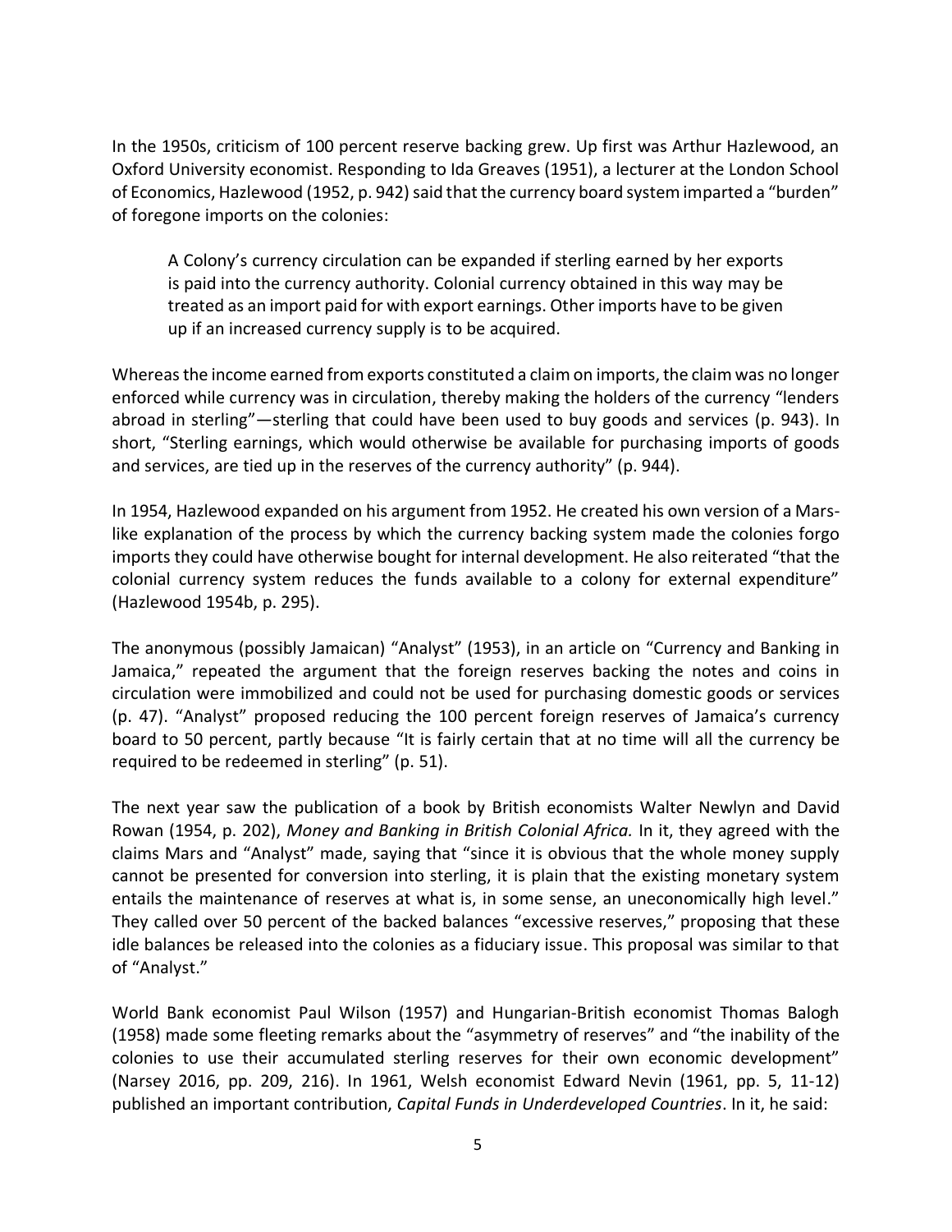In the 1950s, criticism of 100 percent reserve backing grew. Up first was Arthur Hazlewood, an Oxford University economist. Responding to Ida Greaves (1951), a lecturer at the London School of Economics, Hazlewood (1952, p. 942) said that the currency board system imparted a "burden" of foregone imports on the colonies:

> A Colony's currency circulation can be expanded if sterling earned by her exports is paid into the currency authority. Colonial currency obtained in this way may be treated as an import paid for with export earnings. Other imports have to be given up if an increased currency supply is to be acquired.

Whereas the income earned from exports constituted a claim on imports, the claim was no longer enforced while currency was in circulation, thereby making the holders of the currency "lenders abroad in sterling"—sterling that could have been used to buy goods and services (p. 943). In short, "Sterling earnings, which would otherwise be available for purchasing imports of goods and services, are tied up in the reserves of the currency authority" (p. 944).

In 1954, Hazlewood expanded on his argument from 1952. He created his own version of a Mars-like explanation of the process by which the currency backing system made the colonies forgo imports they could have otherwise bought for internal development. He also reiterated "that the colonial currency system reduces the funds available to a colony for external expenditure" (Hazlewood 1954b, p. 295).

The anonymous (possibly Jamaican) "Analyst" (1953), in an article on "Currency and Banking in Jamaica," repeated the argument that the foreign reserves backing the notes and coins in circulation were immobilized and could not be used for purchasing domestic goods or services (p. 47). "Analyst" proposed reducing the 100 percent foreign reserves of Jamaica's currency board to 50 percent, partly because "It is fairly certain that at no time will all the currency be required to be redeemed in sterling" (p. 51).

The next year saw the publication of a book by British economists Walter Newlyn and David Rowan (1954, p. 202), *Money and Banking in British Colonial Africa.* In it, they agreed with the claims Mars and "Analyst" made, saying that "since it is obvious that the whole money supply cannot be presented for conversion into sterling, it is plain that the existing monetary system entails the maintenance of reserves at what is, in some sense, an uneconomically high level." They called over 50 percent of the backed balances "excessive reserves," proposing that these idle balances be released into the colonies as a fiduciary issue. This proposal was similar to that of "Analyst."

World Bank economist Paul Wilson (1957) and Hungarian-British economist Thomas Balogh (1958) made some fleeting remarks about the "asymmetry of reserves" and "the inability of the colonies to use their accumulated sterling reserves for their own economic development" (Narsey 2016, pp. 209, 216). In 1961, Welsh economist Edward Nevin (1961, pp. 5, 11-12) published an important contribution, *Capital Funds in Underdeveloped Countries*. In it, he said: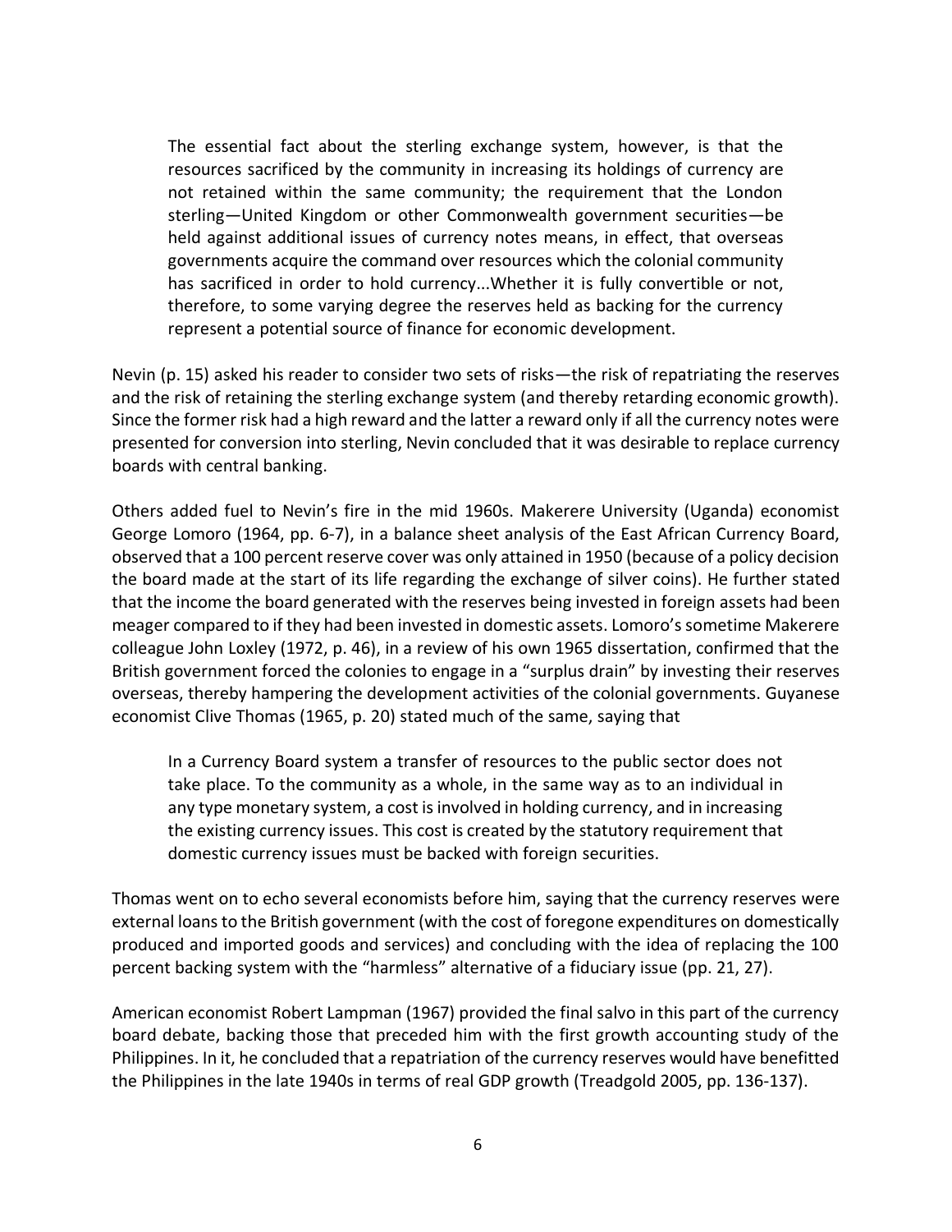> The essential fact about the sterling exchange system, however, is that the resources sacrificed by the community in increasing its holdings of currency are not retained within the same community; the requirement that the London sterling—United Kingdom or other Commonwealth government securities—be held against additional issues of currency notes means, in effect, that overseas governments acquire the command over resources which the colonial community has sacrificed in order to hold currency...Whether it is fully convertible or not, therefore, to some varying degree the reserves held as backing for the currency represent a potential source of finance for economic development.

Nevin (p. 15) asked his reader to consider two sets of risks—the risk of repatriating the reserves and the risk of retaining the sterling exchange system (and thereby retarding economic growth). Since the former risk had a high reward and the latter a reward only if all the currency notes were presented for conversion into sterling, Nevin concluded that it was desirable to replace currency boards with central banking.

Others added fuel to Nevin's fire in the mid 1960s. Makerere University (Uganda) economist George Lomoro (1964, pp. 6-7), in a balance sheet analysis of the East African Currency Board, observed that a 100 percent reserve cover was only attained in 1950 (because of a policy decision the board made at the start of its life regarding the exchange of silver coins). He further stated that the income the board generated with the reserves being invested in foreign assets had been meager compared to if they had been invested in domestic assets. Lomoro's sometime Makerere colleague John Loxley (1972, p. 46), in a review of his own 1965 dissertation, confirmed that the British government forced the colonies to engage in a "surplus drain" by investing their reserves overseas, thereby hampering the development activities of the colonial governments. Guyanese economist Clive Thomas (1965, p. 20) stated much of the same, saying that

> In a Currency Board system a transfer of resources to the public sector does not take place. To the community as a whole, in the same way as to an individual in any type monetary system, a cost is involved in holding currency, and in increasing the existing currency issues. This cost is created by the statutory requirement that domestic currency issues must be backed with foreign securities.

Thomas went on to echo several economists before him, saying that the currency reserves were external loans to the British government (with the cost of foregone expenditures on domestically produced and imported goods and services) and concluding with the idea of replacing the 100 percent backing system with the "harmless" alternative of a fiduciary issue (pp. 21, 27).

American economist Robert Lampman (1967) provided the final salvo in this part of the currency board debate, backing those that preceded him with the first growth accounting study of the Philippines. In it, he concluded that a repatriation of the currency reserves would have benefitted the Philippines in the late 1940s in terms of real GDP growth (Treadgold 2005, pp. 136-137).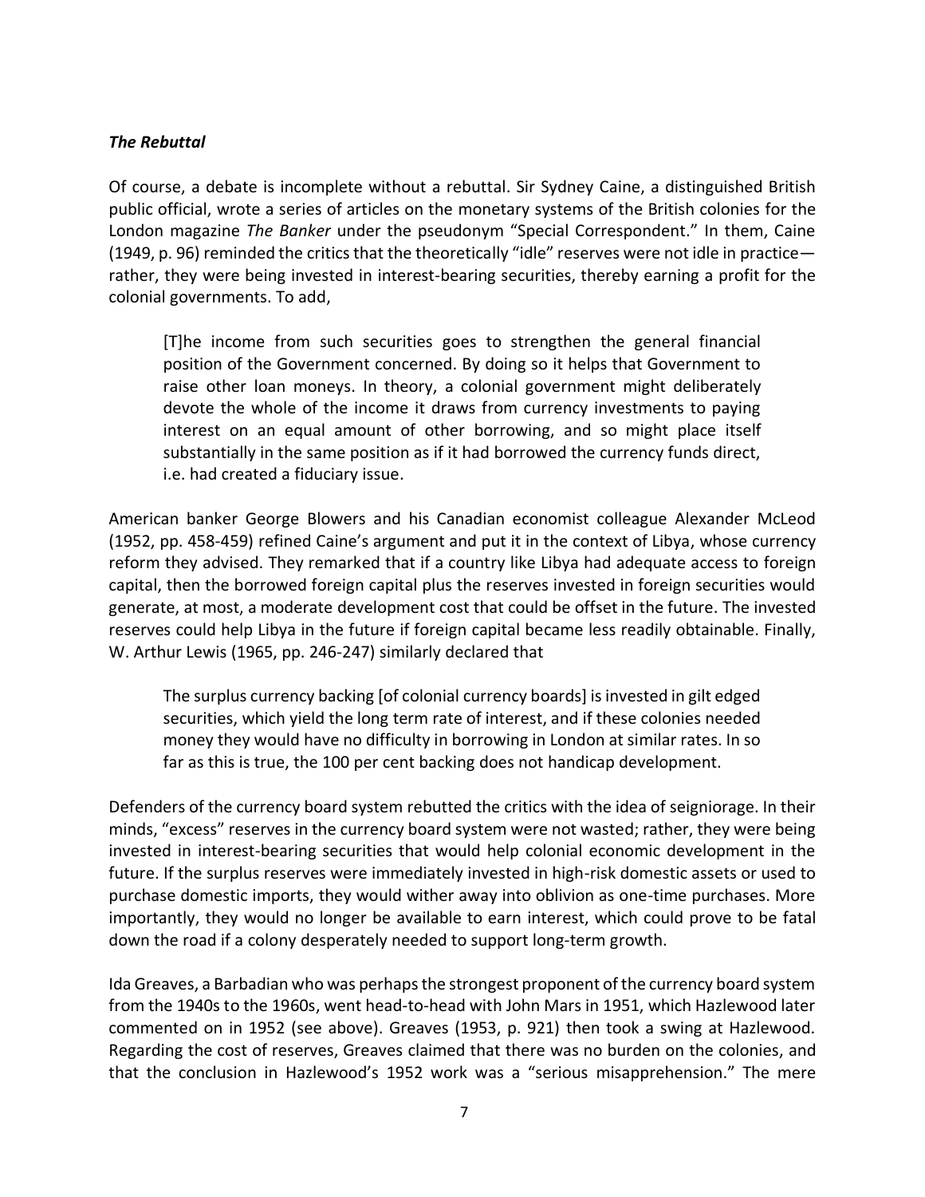### *The Rebuttal*

Of course, a debate is incomplete without a rebuttal. Sir Sydney Caine, a distinguished British public official, wrote a series of articles on the monetary systems of the British colonies for the London magazine *The Banker* under the pseudonym "Special Correspondent." In them, Caine (1949, p. 96) reminded the critics that the theoretically "idle" reserves were not idle in practice—rather, they were being invested in interest-bearing securities, thereby earning a profit for the colonial governments. To add,

> [T]he income from such securities goes to strengthen the general financial position of the Government concerned. By doing so it helps that Government to raise other loan moneys. In theory, a colonial government might deliberately devote the whole of the income it draws from currency investments to paying interest on an equal amount of other borrowing, and so might place itself substantially in the same position as if it had borrowed the currency funds direct, i.e. had created a fiduciary issue.

American banker George Blowers and his Canadian economist colleague Alexander McLeod (1952, pp. 458-459) refined Caine's argument and put it in the context of Libya, whose currency reform they advised. They remarked that if a country like Libya had adequate access to foreign capital, then the borrowed foreign capital plus the reserves invested in foreign securities would generate, at most, a moderate development cost that could be offset in the future. The invested reserves could help Libya in the future if foreign capital became less readily obtainable. Finally, W. Arthur Lewis (1965, pp. 246-247) similarly declared that

> The surplus currency backing [of colonial currency boards] is invested in gilt edged securities, which yield the long term rate of interest, and if these colonies needed money they would have no difficulty in borrowing in London at similar rates. In so far as this is true, the 100 per cent backing does not handicap development.

Defenders of the currency board system rebutted the critics with the idea of seigniorage. In their minds, "excess" reserves in the currency board system were not wasted; rather, they were being invested in interest-bearing securities that would help colonial economic development in the future. If the surplus reserves were immediately invested in high-risk domestic assets or used to purchase domestic imports, they would wither away into oblivion as one-time purchases. More importantly, they would no longer be available to earn interest, which could prove to be fatal down the road if a colony desperately needed to support long-term growth.

Ida Greaves, a Barbadian who was perhaps the strongest proponent of the currency board system from the 1940s to the 1960s, went head-to-head with John Mars in 1951, which Hazlewood later commented on in 1952 (see above). Greaves (1953, p. 921) then took a swing at Hazlewood. Regarding the cost of reserves, Greaves claimed that there was no burden on the colonies, and that the conclusion in Hazlewood's 1952 work was a "serious misapprehension." The mere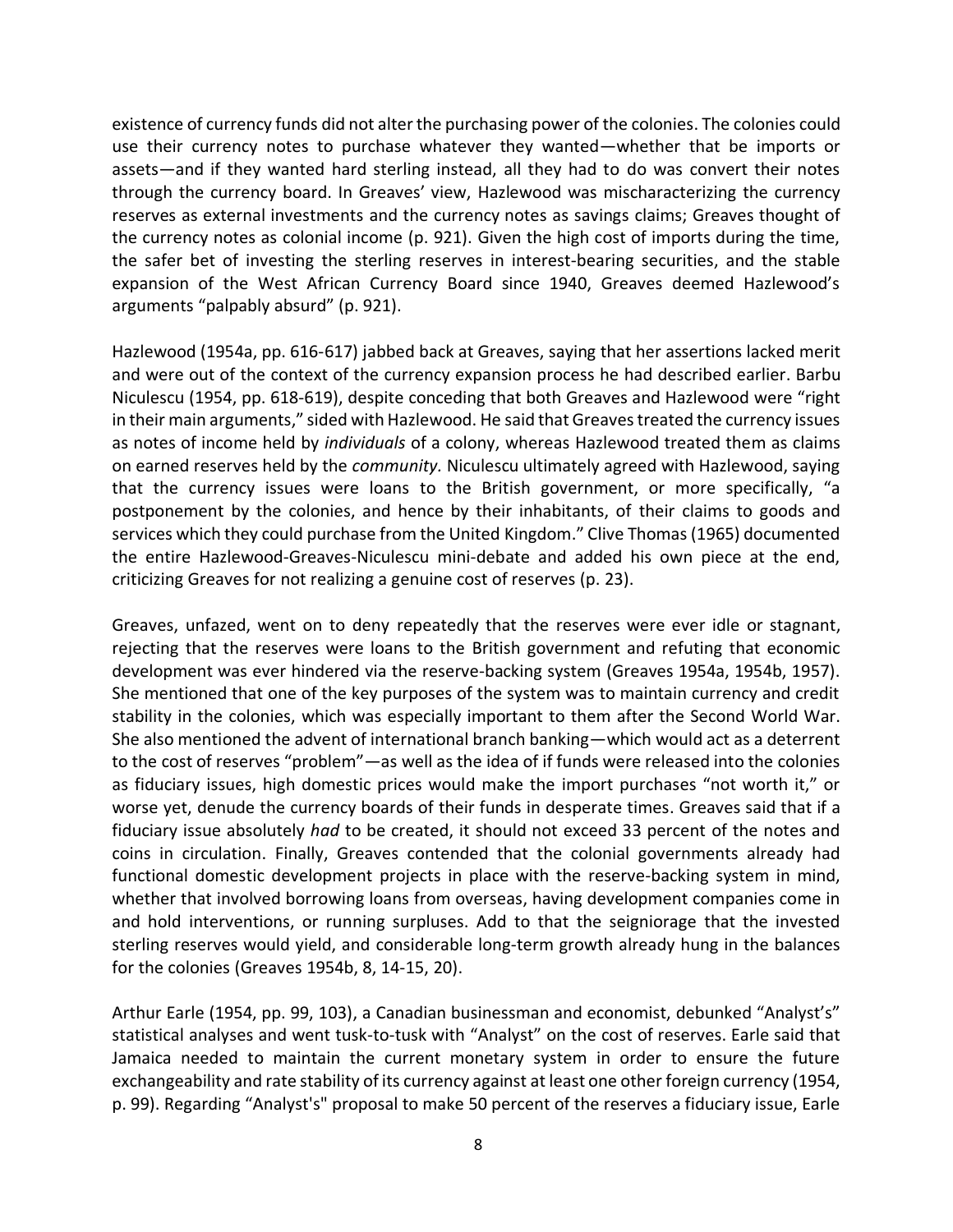existence of currency funds did not alter the purchasing power of the colonies. The colonies could use their currency notes to purchase whatever they wanted—whether that be imports or assets—and if they wanted hard sterling instead, all they had to do was convert their notes through the currency board. In Greaves' view, Hazlewood was mischaracterizing the currency reserves as external investments and the currency notes as savings claims; Greaves thought of the currency notes as colonial income (p. 921). Given the high cost of imports during the time, the safer bet of investing the sterling reserves in interest-bearing securities, and the stable expansion of the West African Currency Board since 1940, Greaves deemed Hazlewood's arguments "palpably absurd" (p. 921).

Hazlewood (1954a, pp. 616-617) jabbed back at Greaves, saying that her assertions lacked merit and were out of the context of the currency expansion process he had described earlier. Barbu Niculescu (1954, pp. 618-619), despite conceding that both Greaves and Hazlewood were "right in their main arguments," sided with Hazlewood. He said that Greaves treated the currency issues as notes of income held by *individuals* of a colony, whereas Hazlewood treated them as claims on earned reserves held by the *community.* Niculescu ultimately agreed with Hazlewood, saying that the currency issues were loans to the British government, or more specifically, "a postponement by the colonies, and hence by their inhabitants, of their claims to goods and services which they could purchase from the United Kingdom." Clive Thomas (1965) documented the entire Hazlewood-Greaves-Niculescu mini-debate and added his own piece at the end, criticizing Greaves for not realizing a genuine cost of reserves (p. 23).

Greaves, unfazed, went on to deny repeatedly that the reserves were ever idle or stagnant, rejecting that the reserves were loans to the British government and refuting that economic development was ever hindered via the reserve-backing system (Greaves 1954a, 1954b, 1957). She mentioned that one of the key purposes of the system was to maintain currency and credit stability in the colonies, which was especially important to them after the Second World War. She also mentioned the advent of international branch banking—which would act as a deterrent to the cost of reserves "problem"—as well as the idea of if funds were released into the colonies as fiduciary issues, high domestic prices would make the import purchases "not worth it," or worse yet, denude the currency boards of their funds in desperate times. Greaves said that if a fiduciary issue absolutely *had* to be created, it should not exceed 33 percent of the notes and coins in circulation. Finally, Greaves contended that the colonial governments already had functional domestic development projects in place with the reserve-backing system in mind, whether that involved borrowing loans from overseas, having development companies come in and hold interventions, or running surpluses. Add to that the seigniorage that the invested sterling reserves would yield, and considerable long-term growth already hung in the balances for the colonies (Greaves 1954b, 8, 14-15, 20).

Arthur Earle (1954, pp. 99, 103), a Canadian businessman and economist, debunked "Analyst's" statistical analyses and went tusk-to-tusk with "Analyst" on the cost of reserves. Earle said that Jamaica needed to maintain the current monetary system in order to ensure the future exchangeability and rate stability of its currency against at least one other foreign currency (1954, p. 99). Regarding "Analyst's" proposal to make 50 percent of the reserves a fiduciary issue, Earle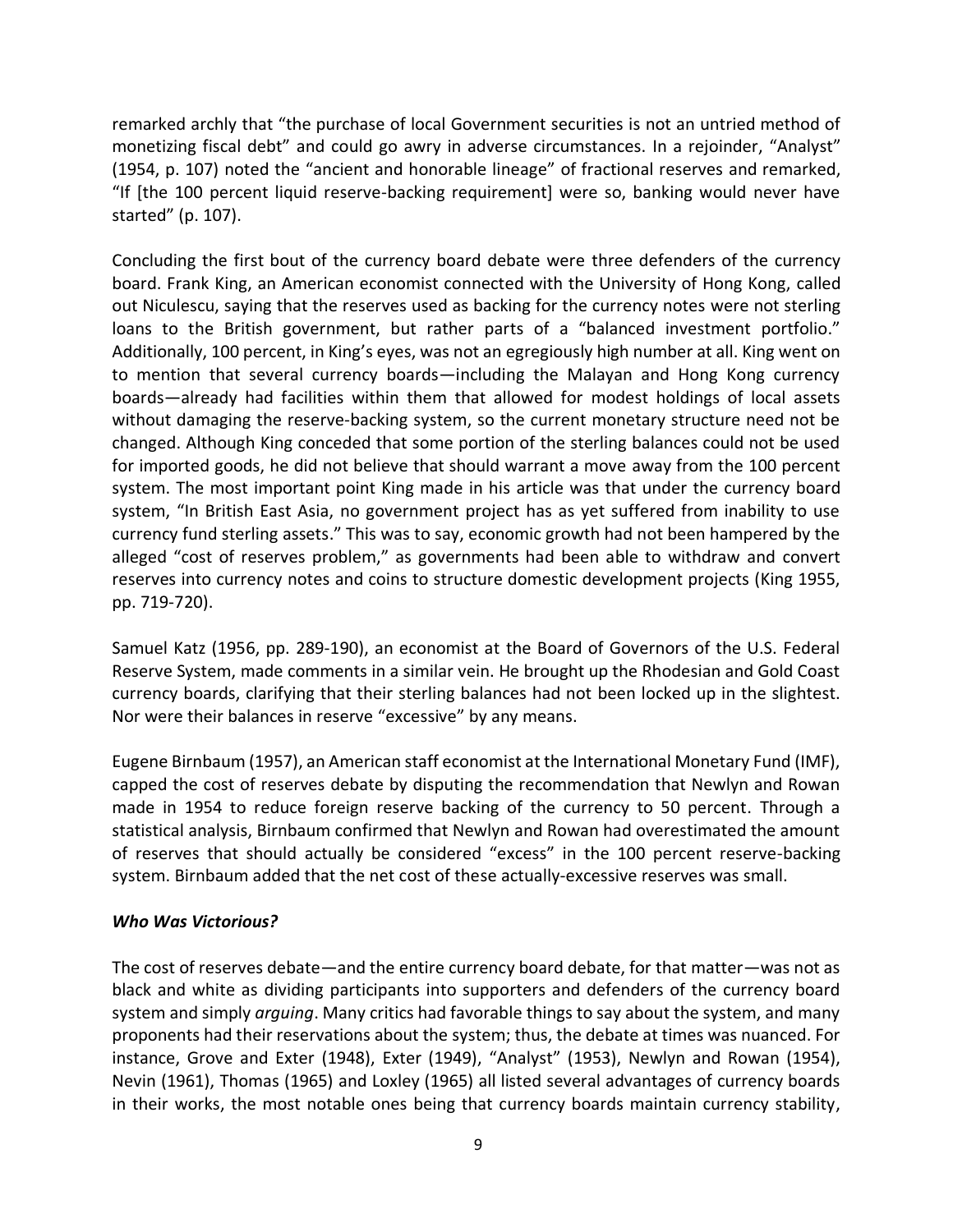remarked archly that "the purchase of local Government securities is not an untried method of monetizing fiscal debt" and could go awry in adverse circumstances. In a rejoinder, "Analyst" (1954, p. 107) noted the "ancient and honorable lineage" of fractional reserves and remarked, "If [the 100 percent liquid reserve-backing requirement] were so, banking would never have started" (p. 107).

Concluding the first bout of the currency board debate were three defenders of the currency board. Frank King, an American economist connected with the University of Hong Kong, called out Niculescu, saying that the reserves used as backing for the currency notes were not sterling loans to the British government, but rather parts of a "balanced investment portfolio." Additionally, 100 percent, in King's eyes, was not an egregiously high number at all. King went on to mention that several currency boards—including the Malayan and Hong Kong currency boards—already had facilities within them that allowed for modest holdings of local assets without damaging the reserve-backing system, so the current monetary structure need not be changed. Although King conceded that some portion of the sterling balances could not be used for imported goods, he did not believe that should warrant a move away from the 100 percent system. The most important point King made in his article was that under the currency board system, "In British East Asia, no government project has as yet suffered from inability to use currency fund sterling assets." This was to say, economic growth had not been hampered by the alleged "cost of reserves problem," as governments had been able to withdraw and convert reserves into currency notes and coins to structure domestic development projects (King 1955, pp. 719-720).

Samuel Katz (1956, pp. 289-190), an economist at the Board of Governors of the U.S. Federal Reserve System, made comments in a similar vein. He brought up the Rhodesian and Gold Coast currency boards, clarifying that their sterling balances had not been locked up in the slightest. Nor were their balances in reserve "excessive" by any means.

Eugene Birnbaum (1957), an American staff economist at the International Monetary Fund (IMF), capped the cost of reserves debate by disputing the recommendation that Newlyn and Rowan made in 1954 to reduce foreign reserve backing of the currency to 50 percent. Through a statistical analysis, Birnbaum confirmed that Newlyn and Rowan had overestimated the amount of reserves that should actually be considered "excess" in the 100 percent reserve-backing system. Birnbaum added that the net cost of these actually-excessive reserves was small.

### *Who Was Victorious?*

The cost of reserves debate—and the entire currency board debate, for that matter—was not as black and white as dividing participants into supporters and defenders of the currency board system and simply *arguing*. Many critics had favorable things to say about the system, and many proponents had their reservations about the system; thus, the debate at times was nuanced. For instance, Grove and Exter (1948), Exter (1949), "Analyst" (1953), Newlyn and Rowan (1954), Nevin (1961), Thomas (1965) and Loxley (1965) all listed several advantages of currency boards in their works, the most notable ones being that currency boards maintain currency stability,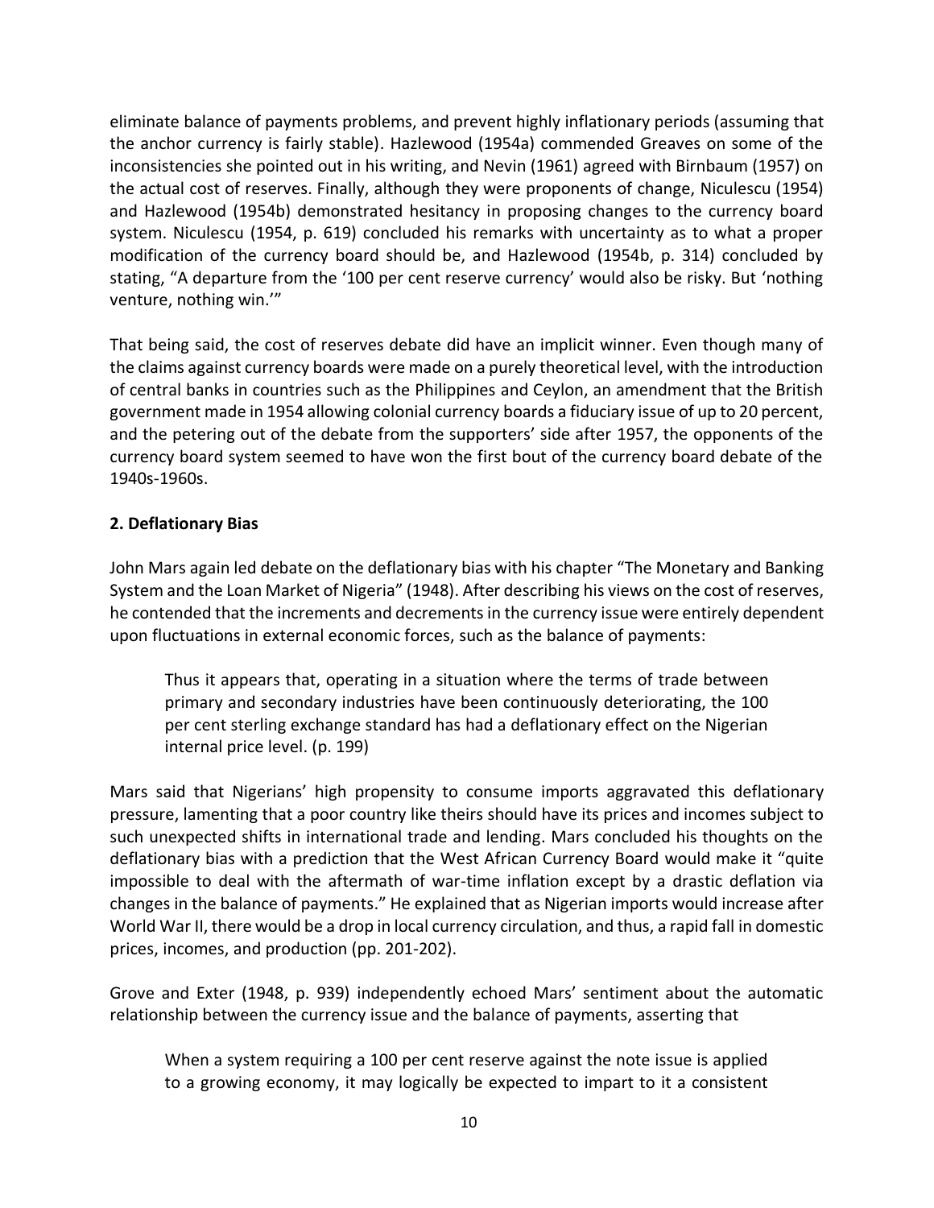eliminate balance of payments problems, and prevent highly inflationary periods (assuming that the anchor currency is fairly stable). Hazlewood (1954a) commended Greaves on some of the inconsistencies she pointed out in his writing, and Nevin (1961) agreed with Birnbaum (1957) on the actual cost of reserves. Finally, although they were proponents of change, Niculescu (1954) and Hazlewood (1954b) demonstrated hesitancy in proposing changes to the currency board system. Niculescu (1954, p. 619) concluded his remarks with uncertainty as to what a proper modification of the currency board should be, and Hazlewood (1954b, p. 314) concluded by stating, "A departure from the '100 per cent reserve currency' would also be risky. But 'nothing venture, nothing win.'"

That being said, the cost of reserves debate did have an implicit winner. Even though many of the claims against currency boards were made on a purely theoretical level, with the introduction of central banks in countries such as the Philippines and Ceylon, an amendment that the British government made in 1954 allowing colonial currency boards a fiduciary issue of up to 20 percent, and the petering out of the debate from the supporters' side after 1957, the opponents of the currency board system seemed to have won the first bout of the currency board debate of the 1940s-1960s.

## 2. Deflationary Bias

John Mars again led debate on the deflationary bias with his chapter "The Monetary and Banking System and the Loan Market of Nigeria" (1948). After describing his views on the cost of reserves, he contended that the increments and decrements in the currency issue were entirely dependent upon fluctuations in external economic forces, such as the balance of payments:

> Thus it appears that, operating in a situation where the terms of trade between primary and secondary industries have been continuously deteriorating, the 100 per cent sterling exchange standard has had a deflationary effect on the Nigerian internal price level. (p. 199)

Mars said that Nigerians' high propensity to consume imports aggravated this deflationary pressure, lamenting that a poor country like theirs should have its prices and incomes subject to such unexpected shifts in international trade and lending. Mars concluded his thoughts on the deflationary bias with a prediction that the West African Currency Board would make it "quite impossible to deal with the aftermath of war-time inflation except by a drastic deflation via changes in the balance of payments." He explained that as Nigerian imports would increase after World War II, there would be a drop in local currency circulation, and thus, a rapid fall in domestic prices, incomes, and production (pp. 201-202).

Grove and Exter (1948, p. 939) independently echoed Mars' sentiment about the automatic relationship between the currency issue and the balance of payments, asserting that

> When a system requiring a 100 per cent reserve against the note issue is applied to a growing economy, it may logically be expected to impart to it a consistent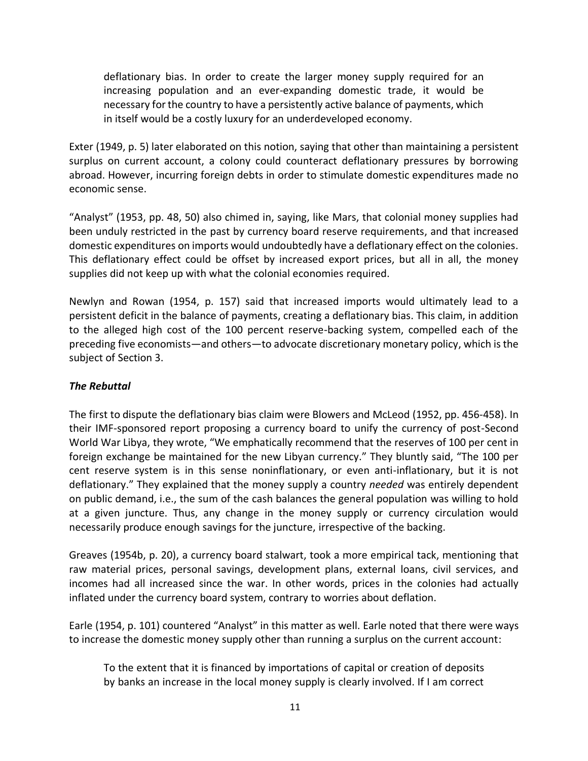> deflationary bias. In order to create the larger money supply required for an increasing population and an ever-expanding domestic trade, it would be necessary for the country to have a persistently active balance of payments, which in itself would be a costly luxury for an underdeveloped economy.

Exter (1949, p. 5) later elaborated on this notion, saying that other than maintaining a persistent surplus on current account, a colony could counteract deflationary pressures by borrowing abroad. However, incurring foreign debts in order to stimulate domestic expenditures made no economic sense.

"Analyst" (1953, pp. 48, 50) also chimed in, saying, like Mars, that colonial money supplies had been unduly restricted in the past by currency board reserve requirements, and that increased domestic expenditures on imports would undoubtedly have a deflationary effect on the colonies. This deflationary effect could be offset by increased export prices, but all in all, the money supplies did not keep up with what the colonial economies required.

Newlyn and Rowan (1954, p. 157) said that increased imports would ultimately lead to a persistent deficit in the balance of payments, creating a deflationary bias. This claim, in addition to the alleged high cost of the 100 percent reserve-backing system, compelled each of the preceding five economists—and others—to advocate discretionary monetary policy, which is the subject of Section 3.

### ***The Rebuttal***

The first to dispute the deflationary bias claim were Blowers and McLeod (1952, pp. 456-458). In their IMF-sponsored report proposing a currency board to unify the currency of post-Second World War Libya, they wrote, "We emphatically recommend that the reserves of 100 per cent in foreign exchange be maintained for the new Libyan currency." They bluntly said, "The 100 per cent reserve system is in this sense noninflationary, or even anti-inflationary, but it is not deflationary." They explained that the money supply a country *needed* was entirely dependent on public demand, i.e., the sum of the cash balances the general population was willing to hold at a given juncture. Thus, any change in the money supply or currency circulation would necessarily produce enough savings for the juncture, irrespective of the backing.

Greaves (1954b, p. 20), a currency board stalwart, took a more empirical tack, mentioning that raw material prices, personal savings, development plans, external loans, civil services, and incomes had all increased since the war. In other words, prices in the colonies had actually inflated under the currency board system, contrary to worries about deflation.

Earle (1954, p. 101) countered "Analyst" in this matter as well. Earle noted that there were ways to increase the domestic money supply other than running a surplus on the current account:

> To the extent that it is financed by importations of capital or creation of deposits by banks an increase in the local money supply is clearly involved. If I am correct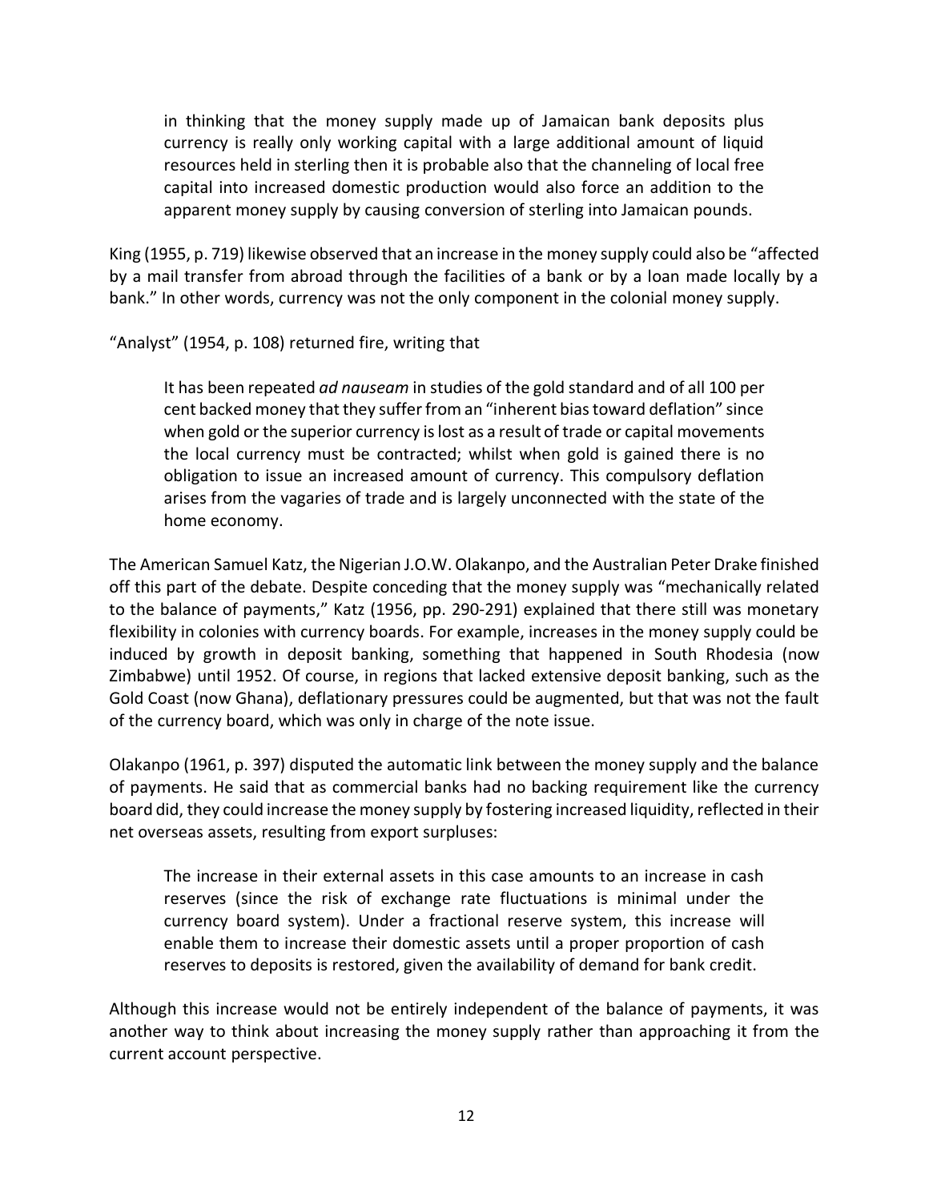> in thinking that the money supply made up of Jamaican bank deposits plus currency is really only working capital with a large additional amount of liquid resources held in sterling then it is probable also that the channeling of local free capital into increased domestic production would also force an addition to the apparent money supply by causing conversion of sterling into Jamaican pounds.

King (1955, p. 719) likewise observed that an increase in the money supply could also be "affected by a mail transfer from abroad through the facilities of a bank or by a loan made locally by a bank." In other words, currency was not the only component in the colonial money supply.

"Analyst" (1954, p. 108) returned fire, writing that

> It has been repeated *ad nauseam* in studies of the gold standard and of all 100 per cent backed money that they suffer from an "inherent bias toward deflation" since when gold or the superior currency is lost as a result of trade or capital movements the local currency must be contracted; whilst when gold is gained there is no obligation to issue an increased amount of currency. This compulsory deflation arises from the vagaries of trade and is largely unconnected with the state of the home economy.

The American Samuel Katz, the Nigerian J.O.W. Olakanpo, and the Australian Peter Drake finished off this part of the debate. Despite conceding that the money supply was "mechanically related to the balance of payments," Katz (1956, pp. 290-291) explained that there still was monetary flexibility in colonies with currency boards. For example, increases in the money supply could be induced by growth in deposit banking, something that happened in South Rhodesia (now Zimbabwe) until 1952. Of course, in regions that lacked extensive deposit banking, such as the Gold Coast (now Ghana), deflationary pressures could be augmented, but that was not the fault of the currency board, which was only in charge of the note issue.

Olakanpo (1961, p. 397) disputed the automatic link between the money supply and the balance of payments. He said that as commercial banks had no backing requirement like the currency board did, they could increase the money supply by fostering increased liquidity, reflected in their net overseas assets, resulting from export surpluses:

> The increase in their external assets in this case amounts to an increase in cash reserves (since the risk of exchange rate fluctuations is minimal under the currency board system). Under a fractional reserve system, this increase will enable them to increase their domestic assets until a proper proportion of cash reserves to deposits is restored, given the availability of demand for bank credit.

Although this increase would not be entirely independent of the balance of payments, it was another way to think about increasing the money supply rather than approaching it from the current account perspective.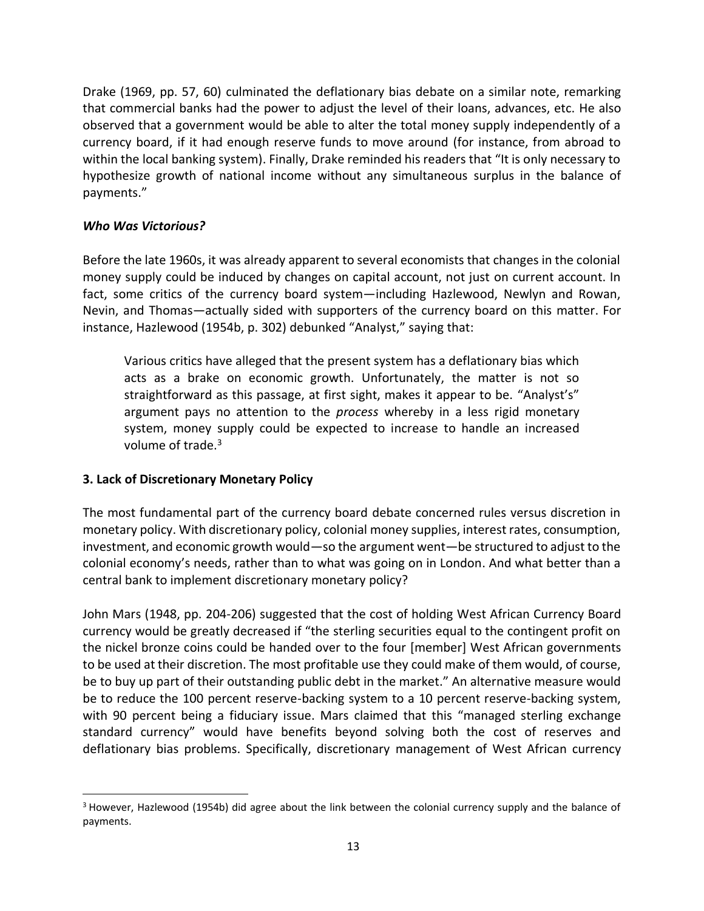Drake (1969, pp. 57, 60) culminated the deflationary bias debate on a similar note, remarking that commercial banks had the power to adjust the level of their loans, advances, etc. He also observed that a government would be able to alter the total money supply independently of a currency board, if it had enough reserve funds to move around (for instance, from abroad to within the local banking system). Finally, Drake reminded his readers that "It is only necessary to hypothesize growth of national income without any simultaneous surplus in the balance of payments."

### *Who Was Victorious?*

Before the late 1960s, it was already apparent to several economists that changes in the colonial money supply could be induced by changes on capital account, not just on current account. In fact, some critics of the currency board system—including Hazlewood, Newlyn and Rowan, Nevin, and Thomas—actually sided with supporters of the currency board on this matter. For instance, Hazlewood (1954b, p. 302) debunked "Analyst," saying that:

> Various critics have alleged that the present system has a deflationary bias which acts as a brake on economic growth. Unfortunately, the matter is not so straightforward as this passage, at first sight, makes it appear to be. "Analyst's" argument pays no attention to the *process* whereby in a less rigid monetary system, money supply could be expected to increase to handle an increased volume of trade.[3]

## 3. Lack of Discretionary Monetary Policy

The most fundamental part of the currency board debate concerned rules versus discretion in monetary policy. With discretionary policy, colonial money supplies, interest rates, consumption, investment, and economic growth would—so the argument went—be structured to adjust to the colonial economy's needs, rather than to what was going on in London. And what better than a central bank to implement discretionary monetary policy?

John Mars (1948, pp. 204-206) suggested that the cost of holding West African Currency Board currency would be greatly decreased if "the sterling securities equal to the contingent profit on the nickel bronze coins could be handed over to the four [member] West African governments to be used at their discretion. The most profitable use they could make of them would, of course, be to buy up part of their outstanding public debt in the market." An alternative measure would be to reduce the 100 percent reserve-backing system to a 10 percent reserve-backing system, with 90 percent being a fiduciary issue. Mars claimed that this "managed sterling exchange standard currency" would have benefits beyond solving both the cost of reserves and deflationary bias problems. Specifically, discretionary management of West African currency

---

[3] However, Hazlewood (1954b) did agree about the link between the colonial currency supply and the balance of payments.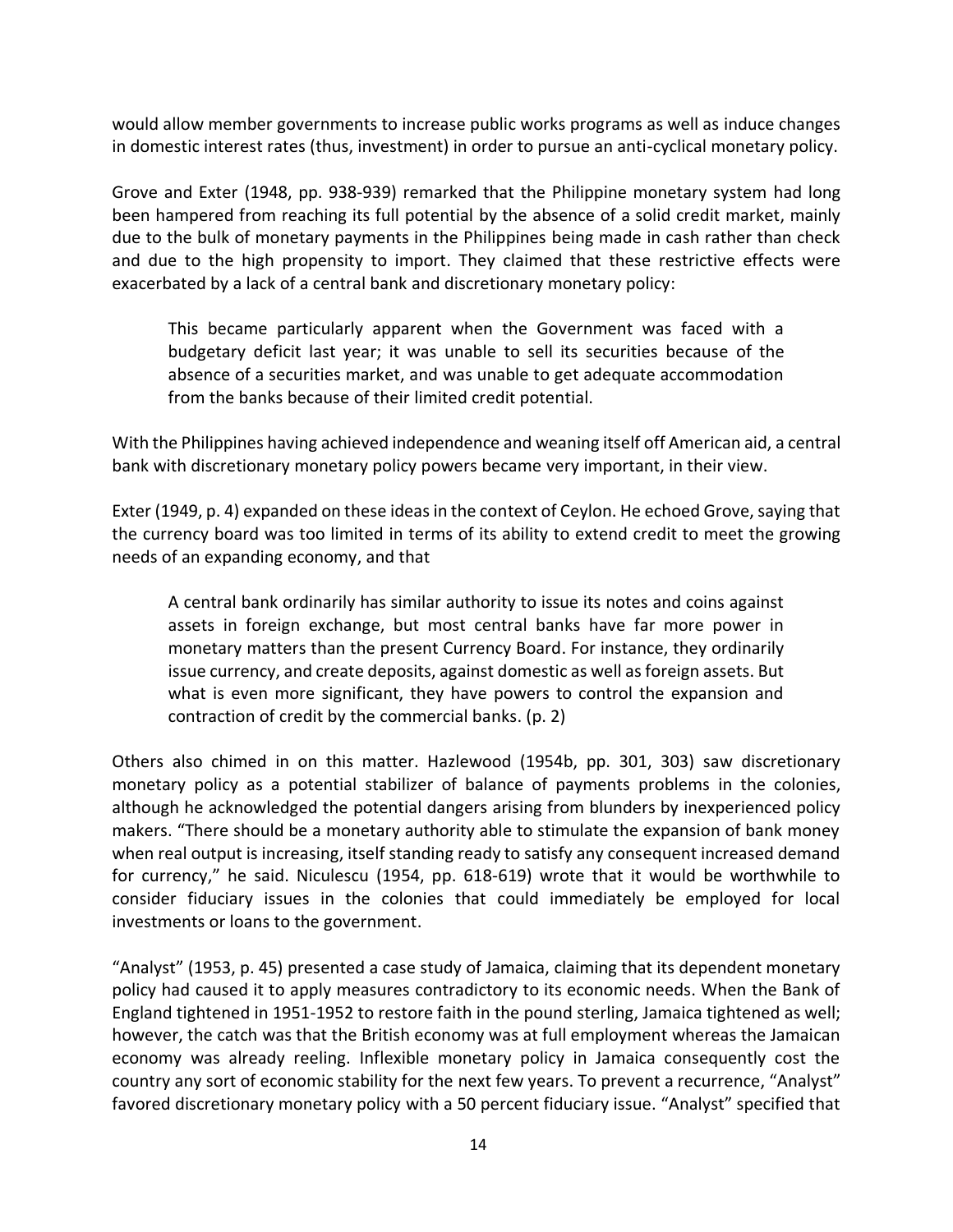would allow member governments to increase public works programs as well as induce changes in domestic interest rates (thus, investment) in order to pursue an anti-cyclical monetary policy.

Grove and Exter (1948, pp. 938-939) remarked that the Philippine monetary system had long been hampered from reaching its full potential by the absence of a solid credit market, mainly due to the bulk of monetary payments in the Philippines being made in cash rather than check and due to the high propensity to import. They claimed that these restrictive effects were exacerbated by a lack of a central bank and discretionary monetary policy:

> This became particularly apparent when the Government was faced with a budgetary deficit last year; it was unable to sell its securities because of the absence of a securities market, and was unable to get adequate accommodation from the banks because of their limited credit potential.

With the Philippines having achieved independence and weaning itself off American aid, a central bank with discretionary monetary policy powers became very important, in their view.

Exter (1949, p. 4) expanded on these ideas in the context of Ceylon. He echoed Grove, saying that the currency board was too limited in terms of its ability to extend credit to meet the growing needs of an expanding economy, and that

> A central bank ordinarily has similar authority to issue its notes and coins against assets in foreign exchange, but most central banks have far more power in monetary matters than the present Currency Board. For instance, they ordinarily issue currency, and create deposits, against domestic as well as foreign assets. But what is even more significant, they have powers to control the expansion and contraction of credit by the commercial banks. (p. 2)

Others also chimed in on this matter. Hazlewood (1954b, pp. 301, 303) saw discretionary monetary policy as a potential stabilizer of balance of payments problems in the colonies, although he acknowledged the potential dangers arising from blunders by inexperienced policy makers. "There should be a monetary authority able to stimulate the expansion of bank money when real output is increasing, itself standing ready to satisfy any consequent increased demand for currency," he said. Niculescu (1954, pp. 618-619) wrote that it would be worthwhile to consider fiduciary issues in the colonies that could immediately be employed for local investments or loans to the government.

"Analyst" (1953, p. 45) presented a case study of Jamaica, claiming that its dependent monetary policy had caused it to apply measures contradictory to its economic needs. When the Bank of England tightened in 1951-1952 to restore faith in the pound sterling, Jamaica tightened as well; however, the catch was that the British economy was at full employment whereas the Jamaican economy was already reeling. Inflexible monetary policy in Jamaica consequently cost the country any sort of economic stability for the next few years. To prevent a recurrence, "Analyst" favored discretionary monetary policy with a 50 percent fiduciary issue. "Analyst" specified that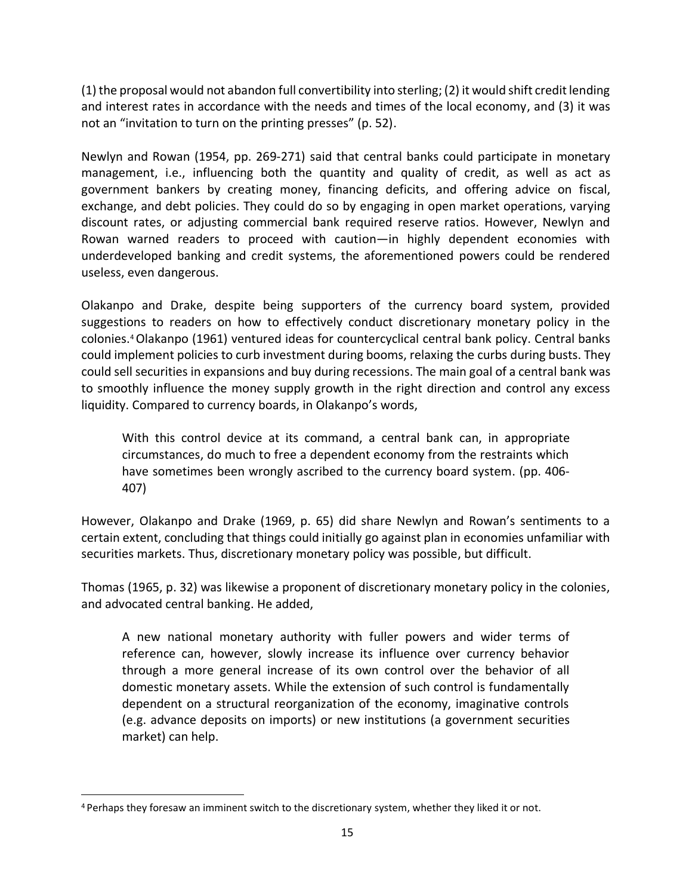(1) the proposal would not abandon full convertibility into sterling; (2) it would shift credit lending and interest rates in accordance with the needs and times of the local economy, and (3) it was not an "invitation to turn on the printing presses" (p. 52).

Newlyn and Rowan (1954, pp. 269-271) said that central banks could participate in monetary management, i.e., influencing both the quantity and quality of credit, as well as act as government bankers by creating money, financing deficits, and offering advice on fiscal, exchange, and debt policies. They could do so by engaging in open market operations, varying discount rates, or adjusting commercial bank required reserve ratios. However, Newlyn and Rowan warned readers to proceed with caution—in highly dependent economies with underdeveloped banking and credit systems, the aforementioned powers could be rendered useless, even dangerous.

Olakanpo and Drake, despite being supporters of the currency board system, provided suggestions to readers on how to effectively conduct discretionary monetary policy in the colonies.[4] Olakanpo (1961) ventured ideas for countercyclical central bank policy. Central banks could implement policies to curb investment during booms, relaxing the curbs during busts. They could sell securities in expansions and buy during recessions. The main goal of a central bank was to smoothly influence the money supply growth in the right direction and control any excess liquidity. Compared to currency boards, in Olakanpo's words,

> With this control device at its command, a central bank can, in appropriate circumstances, do much to free a dependent economy from the restraints which have sometimes been wrongly ascribed to the currency board system. (pp. 406-407)

However, Olakanpo and Drake (1969, p. 65) did share Newlyn and Rowan's sentiments to a certain extent, concluding that things could initially go against plan in economies unfamiliar with securities markets. Thus, discretionary monetary policy was possible, but difficult.

Thomas (1965, p. 32) was likewise a proponent of discretionary monetary policy in the colonies, and advocated central banking. He added,

> A new national monetary authority with fuller powers and wider terms of reference can, however, slowly increase its influence over currency behavior through a more general increase of its own control over the behavior of all domestic monetary assets. While the extension of such control is fundamentally dependent on a structural reorganization of the economy, imaginative controls (e.g. advance deposits on imports) or new institutions (a government securities market) can help.

[4] Perhaps they foresaw an imminent switch to the discretionary system, whether they liked it or not.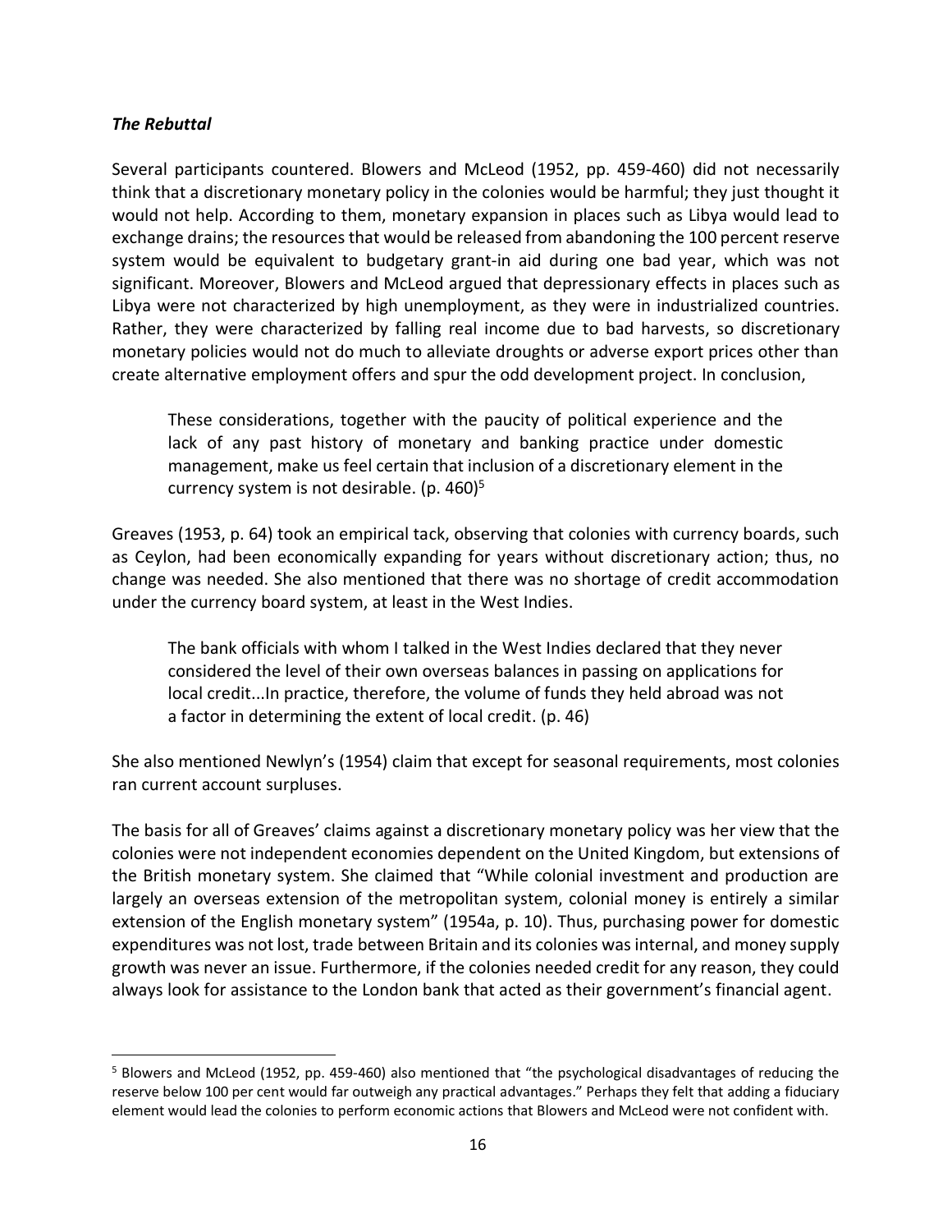### *The Rebuttal*

Several participants countered. Blowers and McLeod (1952, pp. 459-460) did not necessarily think that a discretionary monetary policy in the colonies would be harmful; they just thought it would not help. According to them, monetary expansion in places such as Libya would lead to exchange drains; the resources that would be released from abandoning the 100 percent reserve system would be equivalent to budgetary grant-in aid during one bad year, which was not significant. Moreover, Blowers and McLeod argued that depressionary effects in places such as Libya were not characterized by high unemployment, as they were in industrialized countries. Rather, they were characterized by falling real income due to bad harvests, so discretionary monetary policies would not do much to alleviate droughts or adverse export prices other than create alternative employment offers and spur the odd development project. In conclusion,

> These considerations, together with the paucity of political experience and the lack of any past history of monetary and banking practice under domestic management, make us feel certain that inclusion of a discretionary element in the currency system is not desirable. (p. 460)[5]

Greaves (1953, p. 64) took an empirical tack, observing that colonies with currency boards, such as Ceylon, had been economically expanding for years without discretionary action; thus, no change was needed. She also mentioned that there was no shortage of credit accommodation under the currency board system, at least in the West Indies.

> The bank officials with whom I talked in the West Indies declared that they never considered the level of their own overseas balances in passing on applications for local credit...In practice, therefore, the volume of funds they held abroad was not a factor in determining the extent of local credit. (p. 46)

She also mentioned Newlyn's (1954) claim that except for seasonal requirements, most colonies ran current account surpluses.

The basis for all of Greaves' claims against a discretionary monetary policy was her view that the colonies were not independent economies dependent on the United Kingdom, but extensions of the British monetary system. She claimed that "While colonial investment and production are largely an overseas extension of the metropolitan system, colonial money is entirely a similar extension of the English monetary system" (1954a, p. 10). Thus, purchasing power for domestic expenditures was not lost, trade between Britain and its colonies was internal, and money supply growth was never an issue. Furthermore, if the colonies needed credit for any reason, they could always look for assistance to the London bank that acted as their government's financial agent.

---

[5] Blowers and McLeod (1952, pp. 459-460) also mentioned that "the psychological disadvantages of reducing the reserve below 100 per cent would far outweigh any practical advantages." Perhaps they felt that adding a fiduciary element would lead the colonies to perform economic actions that Blowers and McLeod were not confident with.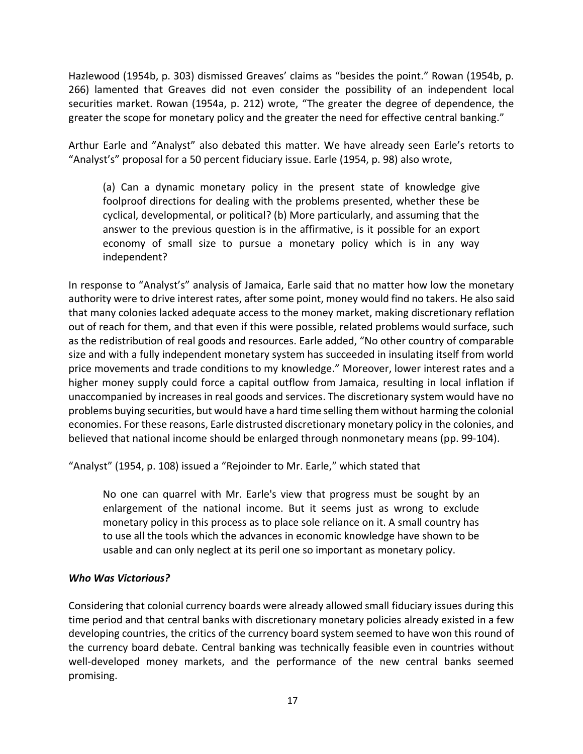Hazlewood (1954b, p. 303) dismissed Greaves' claims as "besides the point." Rowan (1954b, p. 266) lamented that Greaves did not even consider the possibility of an independent local securities market. Rowan (1954a, p. 212) wrote, "The greater the degree of dependence, the greater the scope for monetary policy and the greater the need for effective central banking."

Arthur Earle and "Analyst" also debated this matter. We have already seen Earle's retorts to "Analyst's" proposal for a 50 percent fiduciary issue. Earle (1954, p. 98) also wrote,

> (a) Can a dynamic monetary policy in the present state of knowledge give foolproof directions for dealing with the problems presented, whether these be cyclical, developmental, or political? (b) More particularly, and assuming that the answer to the previous question is in the affirmative, is it possible for an export economy of small size to pursue a monetary policy which is in any way independent?

In response to "Analyst's" analysis of Jamaica, Earle said that no matter how low the monetary authority were to drive interest rates, after some point, money would find no takers. He also said that many colonies lacked adequate access to the money market, making discretionary reflation out of reach for them, and that even if this were possible, related problems would surface, such as the redistribution of real goods and resources. Earle added, "No other country of comparable size and with a fully independent monetary system has succeeded in insulating itself from world price movements and trade conditions to my knowledge." Moreover, lower interest rates and a higher money supply could force a capital outflow from Jamaica, resulting in local inflation if unaccompanied by increases in real goods and services. The discretionary system would have no problems buying securities, but would have a hard time selling them without harming the colonial economies. For these reasons, Earle distrusted discretionary monetary policy in the colonies, and believed that national income should be enlarged through nonmonetary means (pp. 99-104).

"Analyst" (1954, p. 108) issued a "Rejoinder to Mr. Earle," which stated that

> No one can quarrel with Mr. Earle's view that progress must be sought by an enlargement of the national income. But it seems just as wrong to exclude monetary policy in this process as to place sole reliance on it. A small country has to use all the tools which the advances in economic knowledge have shown to be usable and can only neglect at its peril one so important as monetary policy.

### *Who Was Victorious?*

Considering that colonial currency boards were already allowed small fiduciary issues during this time period and that central banks with discretionary monetary policies already existed in a few developing countries, the critics of the currency board system seemed to have won this round of the currency board debate. Central banking was technically feasible even in countries without well-developed money markets, and the performance of the new central banks seemed promising.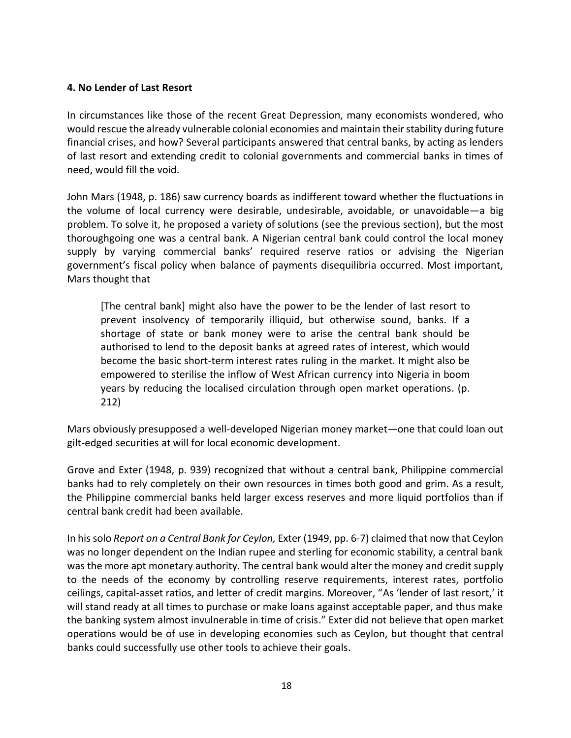### 4. No Lender of Last Resort

In circumstances like those of the recent Great Depression, many economists wondered, who would rescue the already vulnerable colonial economies and maintain their stability during future financial crises, and how? Several participants answered that central banks, by acting as lenders of last resort and extending credit to colonial governments and commercial banks in times of need, would fill the void.

John Mars (1948, p. 186) saw currency boards as indifferent toward whether the fluctuations in the volume of local currency were desirable, undesirable, avoidable, or unavoidable—a big problem. To solve it, he proposed a variety of solutions (see the previous section), but the most thoroughgoing one was a central bank. A Nigerian central bank could control the local money supply by varying commercial banks' required reserve ratios or advising the Nigerian government's fiscal policy when balance of payments disequilibria occurred. Most important, Mars thought that

> [The central bank] might also have the power to be the lender of last resort to prevent insolvency of temporarily illiquid, but otherwise sound, banks. If a shortage of state or bank money were to arise the central bank should be authorised to lend to the deposit banks at agreed rates of interest, which would become the basic short-term interest rates ruling in the market. It might also be empowered to sterilise the inflow of West African currency into Nigeria in boom years by reducing the localised circulation through open market operations. (p. 212)

Mars obviously presupposed a well-developed Nigerian money market—one that could loan out gilt-edged securities at will for local economic development.

Grove and Exter (1948, p. 939) recognized that without a central bank, Philippine commercial banks had to rely completely on their own resources in times both good and grim. As a result, the Philippine commercial banks held larger excess reserves and more liquid portfolios than if central bank credit had been available.

In his solo *Report on a Central Bank for Ceylon,* Exter (1949, pp. 6-7) claimed that now that Ceylon was no longer dependent on the Indian rupee and sterling for economic stability, a central bank was the more apt monetary authority. The central bank would alter the money and credit supply to the needs of the economy by controlling reserve requirements, interest rates, portfolio ceilings, capital-asset ratios, and letter of credit margins. Moreover, "As 'lender of last resort,' it will stand ready at all times to purchase or make loans against acceptable paper, and thus make the banking system almost invulnerable in time of crisis." Exter did not believe that open market operations would be of use in developing economies such as Ceylon, but thought that central banks could successfully use other tools to achieve their goals.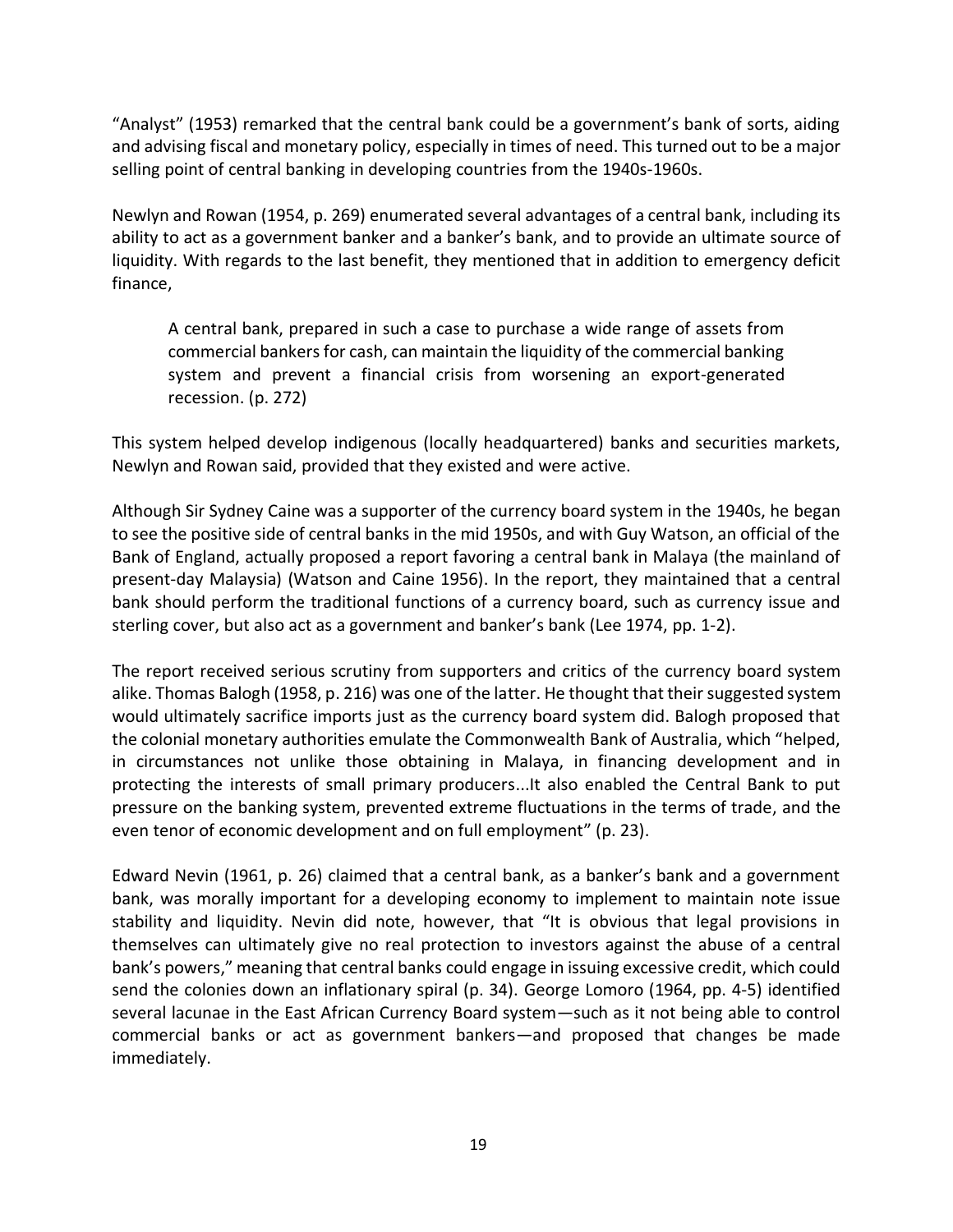"Analyst" (1953) remarked that the central bank could be a government's bank of sorts, aiding and advising fiscal and monetary policy, especially in times of need. This turned out to be a major selling point of central banking in developing countries from the 1940s-1960s.

Newlyn and Rowan (1954, p. 269) enumerated several advantages of a central bank, including its ability to act as a government banker and a banker's bank, and to provide an ultimate source of liquidity. With regards to the last benefit, they mentioned that in addition to emergency deficit finance,

> A central bank, prepared in such a case to purchase a wide range of assets from commercial bankers for cash, can maintain the liquidity of the commercial banking system and prevent a financial crisis from worsening an export-generated recession. (p. 272)

This system helped develop indigenous (locally headquartered) banks and securities markets, Newlyn and Rowan said, provided that they existed and were active.

Although Sir Sydney Caine was a supporter of the currency board system in the 1940s, he began to see the positive side of central banks in the mid 1950s, and with Guy Watson, an official of the Bank of England, actually proposed a report favoring a central bank in Malaya (the mainland of present-day Malaysia) (Watson and Caine 1956). In the report, they maintained that a central bank should perform the traditional functions of a currency board, such as currency issue and sterling cover, but also act as a government and banker's bank (Lee 1974, pp. 1-2).

The report received serious scrutiny from supporters and critics of the currency board system alike. Thomas Balogh (1958, p. 216) was one of the latter. He thought that their suggested system would ultimately sacrifice imports just as the currency board system did. Balogh proposed that the colonial monetary authorities emulate the Commonwealth Bank of Australia, which "helped, in circumstances not unlike those obtaining in Malaya, in financing development and in protecting the interests of small primary producers...It also enabled the Central Bank to put pressure on the banking system, prevented extreme fluctuations in the terms of trade, and the even tenor of economic development and on full employment" (p. 23).

Edward Nevin (1961, p. 26) claimed that a central bank, as a banker's bank and a government bank, was morally important for a developing economy to implement to maintain note issue stability and liquidity. Nevin did note, however, that "It is obvious that legal provisions in themselves can ultimately give no real protection to investors against the abuse of a central bank's powers," meaning that central banks could engage in issuing excessive credit, which could send the colonies down an inflationary spiral (p. 34). George Lomoro (1964, pp. 4-5) identified several lacunae in the East African Currency Board system—such as it not being able to control commercial banks or act as government bankers—and proposed that changes be made immediately.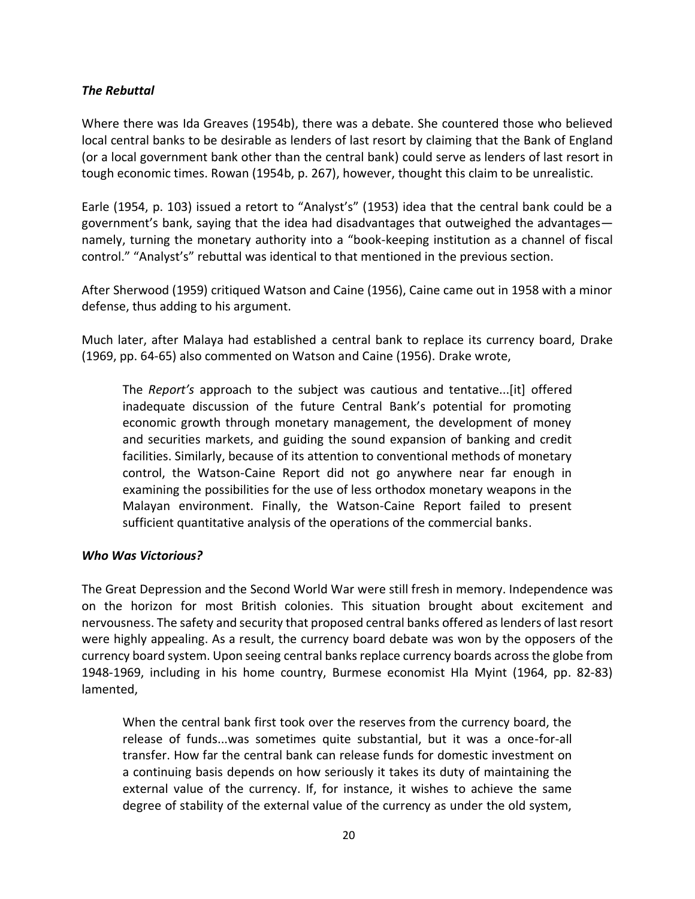### *The Rebuttal*

Where there was Ida Greaves (1954b), there was a debate. She countered those who believed local central banks to be desirable as lenders of last resort by claiming that the Bank of England (or a local government bank other than the central bank) could serve as lenders of last resort in tough economic times. Rowan (1954b, p. 267), however, thought this claim to be unrealistic.

Earle (1954, p. 103) issued a retort to "Analyst's" (1953) idea that the central bank could be a government's bank, saying that the idea had disadvantages that outweighed the advantages—namely, turning the monetary authority into a "book-keeping institution as a channel of fiscal control." "Analyst's" rebuttal was identical to that mentioned in the previous section.

After Sherwood (1959) critiqued Watson and Caine (1956), Caine came out in 1958 with a minor defense, thus adding to his argument.

Much later, after Malaya had established a central bank to replace its currency board, Drake (1969, pp. 64-65) also commented on Watson and Caine (1956). Drake wrote,

> The *Report's* approach to the subject was cautious and tentative...[it] offered inadequate discussion of the future Central Bank's potential for promoting economic growth through monetary management, the development of money and securities markets, and guiding the sound expansion of banking and credit facilities. Similarly, because of its attention to conventional methods of monetary control, the Watson-Caine Report did not go anywhere near far enough in examining the possibilities for the use of less orthodox monetary weapons in the Malayan environment. Finally, the Watson-Caine Report failed to present sufficient quantitative analysis of the operations of the commercial banks.

### *Who Was Victorious?*

The Great Depression and the Second World War were still fresh in memory. Independence was on the horizon for most British colonies. This situation brought about excitement and nervousness. The safety and security that proposed central banks offered as lenders of last resort were highly appealing. As a result, the currency board debate was won by the opposers of the currency board system. Upon seeing central banks replace currency boards across the globe from 1948-1969, including in his home country, Burmese economist Hla Myint (1964, pp. 82-83) lamented,

> When the central bank first took over the reserves from the currency board, the release of funds...was sometimes quite substantial, but it was a once-for-all transfer. How far the central bank can release funds for domestic investment on a continuing basis depends on how seriously it takes its duty of maintaining the external value of the currency. If, for instance, it wishes to achieve the same degree of stability of the external value of the currency as under the old system,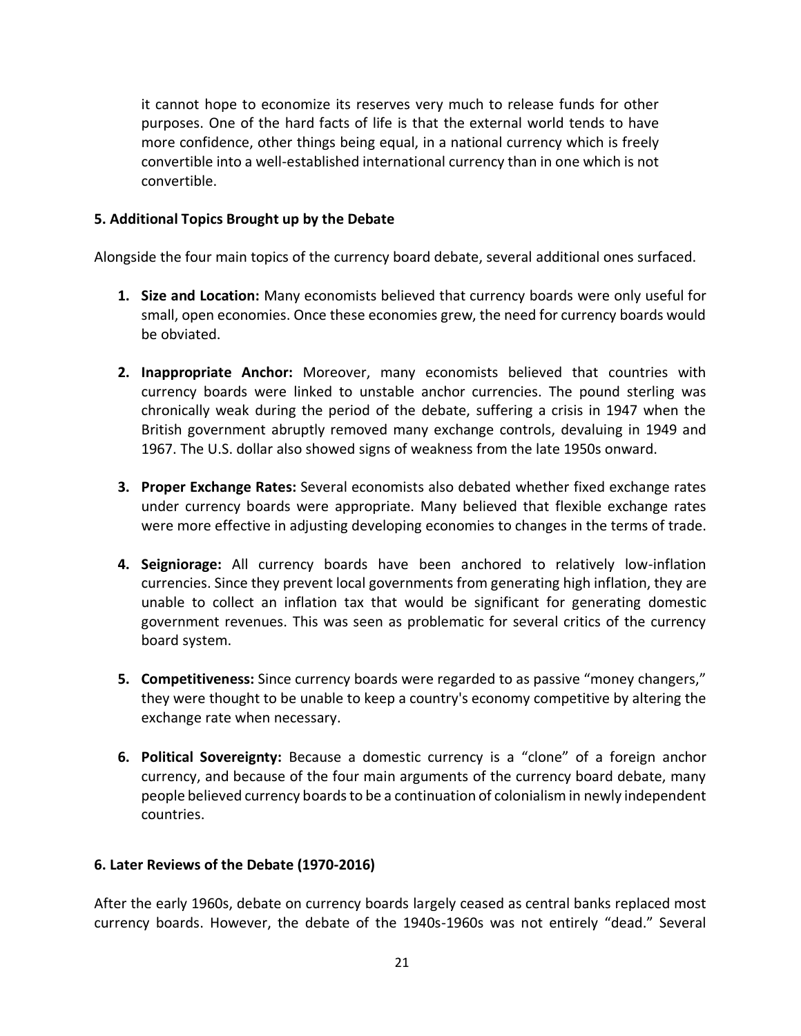it cannot hope to economize its reserves very much to release funds for other purposes. One of the hard facts of life is that the external world tends to have more confidence, other things being equal, in a national currency which is freely convertible into a well-established international currency than in one which is not convertible.

**5. Additional Topics Brought up by the Debate**

Alongside the four main topics of the currency board debate, several additional ones surfaced.

1. **Size and Location:** Many economists believed that currency boards were only useful for small, open economies. Once these economies grew, the need for currency boards would be obviated.

2. **Inappropriate Anchor:** Moreover, many economists believed that countries with currency boards were linked to unstable anchor currencies. The pound sterling was chronically weak during the period of the debate, suffering a crisis in 1947 when the British government abruptly removed many exchange controls, devaluing in 1949 and 1967. The U.S. dollar also showed signs of weakness from the late 1950s onward.

3. **Proper Exchange Rates:** Several economists also debated whether fixed exchange rates under currency boards were appropriate. Many believed that flexible exchange rates were more effective in adjusting developing economies to changes in the terms of trade.

4. **Seigniorage:** All currency boards have been anchored to relatively low-inflation currencies. Since they prevent local governments from generating high inflation, they are unable to collect an inflation tax that would be significant for generating domestic government revenues. This was seen as problematic for several critics of the currency board system.

5. **Competitiveness:** Since currency boards were regarded to as passive "money changers," they were thought to be unable to keep a country's economy competitive by altering the exchange rate when necessary.

6. **Political Sovereignty:** Because a domestic currency is a "clone" of a foreign anchor currency, and because of the four main arguments of the currency board debate, many people believed currency boards to be a continuation of colonialism in newly independent countries.

**6. Later Reviews of the Debate (1970-2016)**

After the early 1960s, debate on currency boards largely ceased as central banks replaced most currency boards. However, the debate of the 1940s-1960s was not entirely "dead." Several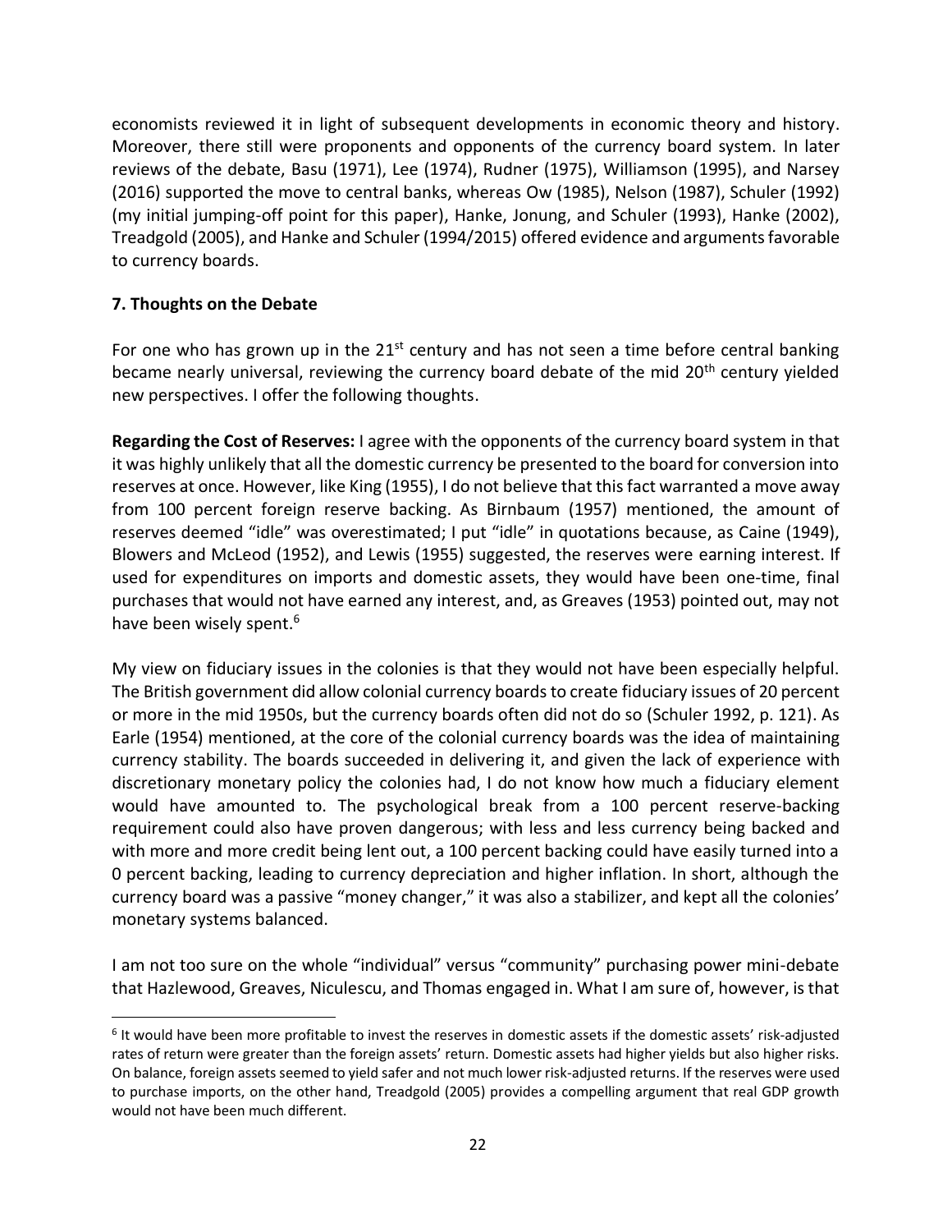economists reviewed it in light of subsequent developments in economic theory and history. Moreover, there still were proponents and opponents of the currency board system. In later reviews of the debate, Basu (1971), Lee (1974), Rudner (1975), Williamson (1995), and Narsey (2016) supported the move to central banks, whereas Ow (1985), Nelson (1987), Schuler (1992) (my initial jumping-off point for this paper), Hanke, Jonung, and Schuler (1993), Hanke (2002), Treadgold (2005), and Hanke and Schuler (1994/2015) offered evidence and arguments favorable to currency boards.

## 7. Thoughts on the Debate

For one who has grown up in the 21st century and has not seen a time before central banking became nearly universal, reviewing the currency board debate of the mid 20th century yielded new perspectives. I offer the following thoughts.

**Regarding the Cost of Reserves:** I agree with the opponents of the currency board system in that it was highly unlikely that all the domestic currency be presented to the board for conversion into reserves at once. However, like King (1955), I do not believe that this fact warranted a move away from 100 percent foreign reserve backing. As Birnbaum (1957) mentioned, the amount of reserves deemed "idle" was overestimated; I put "idle" in quotations because, as Caine (1949), Blowers and McLeod (1952), and Lewis (1955) suggested, the reserves were earning interest. If used for expenditures on imports and domestic assets, they would have been one-time, final purchases that would not have earned any interest, and, as Greaves (1953) pointed out, may not have been wisely spent.[6]

My view on fiduciary issues in the colonies is that they would not have been especially helpful. The British government did allow colonial currency boards to create fiduciary issues of 20 percent or more in the mid 1950s, but the currency boards often did not do so (Schuler 1992, p. 121). As Earle (1954) mentioned, at the core of the colonial currency boards was the idea of maintaining currency stability. The boards succeeded in delivering it, and given the lack of experience with discretionary monetary policy the colonies had, I do not know how much a fiduciary element would have amounted to. The psychological break from a 100 percent reserve-backing requirement could also have proven dangerous; with less and less currency being backed and with more and more credit being lent out, a 100 percent backing could have easily turned into a 0 percent backing, leading to currency depreciation and higher inflation. In short, although the currency board was a passive "money changer," it was also a stabilizer, and kept all the colonies' monetary systems balanced.

I am not too sure on the whole "individual" versus "community" purchasing power mini-debate that Hazlewood, Greaves, Niculescu, and Thomas engaged in. What I am sure of, however, is that

[6] It would have been more profitable to invest the reserves in domestic assets if the domestic assets' risk-adjusted rates of return were greater than the foreign assets' return. Domestic assets had higher yields but also higher risks. On balance, foreign assets seemed to yield safer and not much lower risk-adjusted returns. If the reserves were used to purchase imports, on the other hand, Treadgold (2005) provides a compelling argument that real GDP growth would not have been much different.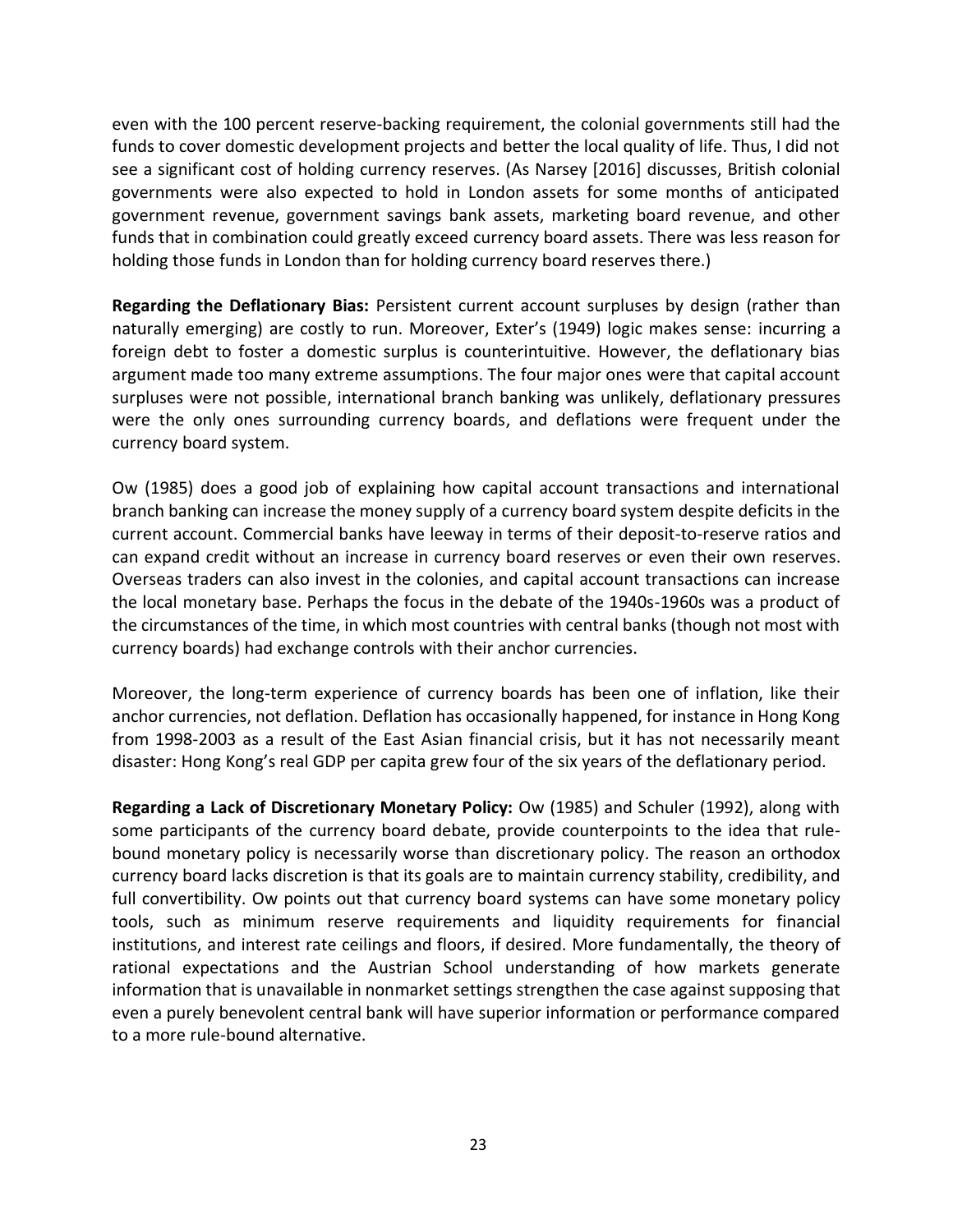even with the 100 percent reserve-backing requirement, the colonial governments still had the funds to cover domestic development projects and better the local quality of life. Thus, I did not see a significant cost of holding currency reserves. (As Narsey [2016] discusses, British colonial governments were also expected to hold in London assets for some months of anticipated government revenue, government savings bank assets, marketing board revenue, and other funds that in combination could greatly exceed currency board assets. There was less reason for holding those funds in London than for holding currency board reserves there.)

**Regarding the Deflationary Bias:** Persistent current account surpluses by design (rather than naturally emerging) are costly to run. Moreover, Exter's (1949) logic makes sense: incurring a foreign debt to foster a domestic surplus is counterintuitive. However, the deflationary bias argument made too many extreme assumptions. The four major ones were that capital account surpluses were not possible, international branch banking was unlikely, deflationary pressures were the only ones surrounding currency boards, and deflations were frequent under the currency board system.

Ow (1985) does a good job of explaining how capital account transactions and international branch banking can increase the money supply of a currency board system despite deficits in the current account. Commercial banks have leeway in terms of their deposit-to-reserve ratios and can expand credit without an increase in currency board reserves or even their own reserves. Overseas traders can also invest in the colonies, and capital account transactions can increase the local monetary base. Perhaps the focus in the debate of the 1940s-1960s was a product of the circumstances of the time, in which most countries with central banks (though not most with currency boards) had exchange controls with their anchor currencies.

Moreover, the long-term experience of currency boards has been one of inflation, like their anchor currencies, not deflation. Deflation has occasionally happened, for instance in Hong Kong from 1998-2003 as a result of the East Asian financial crisis, but it has not necessarily meant disaster: Hong Kong's real GDP per capita grew four of the six years of the deflationary period.

**Regarding a Lack of Discretionary Monetary Policy:** Ow (1985) and Schuler (1992), along with some participants of the currency board debate, provide counterpoints to the idea that rule-bound monetary policy is necessarily worse than discretionary policy. The reason an orthodox currency board lacks discretion is that its goals are to maintain currency stability, credibility, and full convertibility. Ow points out that currency board systems can have some monetary policy tools, such as minimum reserve requirements and liquidity requirements for financial institutions, and interest rate ceilings and floors, if desired. More fundamentally, the theory of rational expectations and the Austrian School understanding of how markets generate information that is unavailable in nonmarket settings strengthen the case against supposing that even a purely benevolent central bank will have superior information or performance compared to a more rule-bound alternative.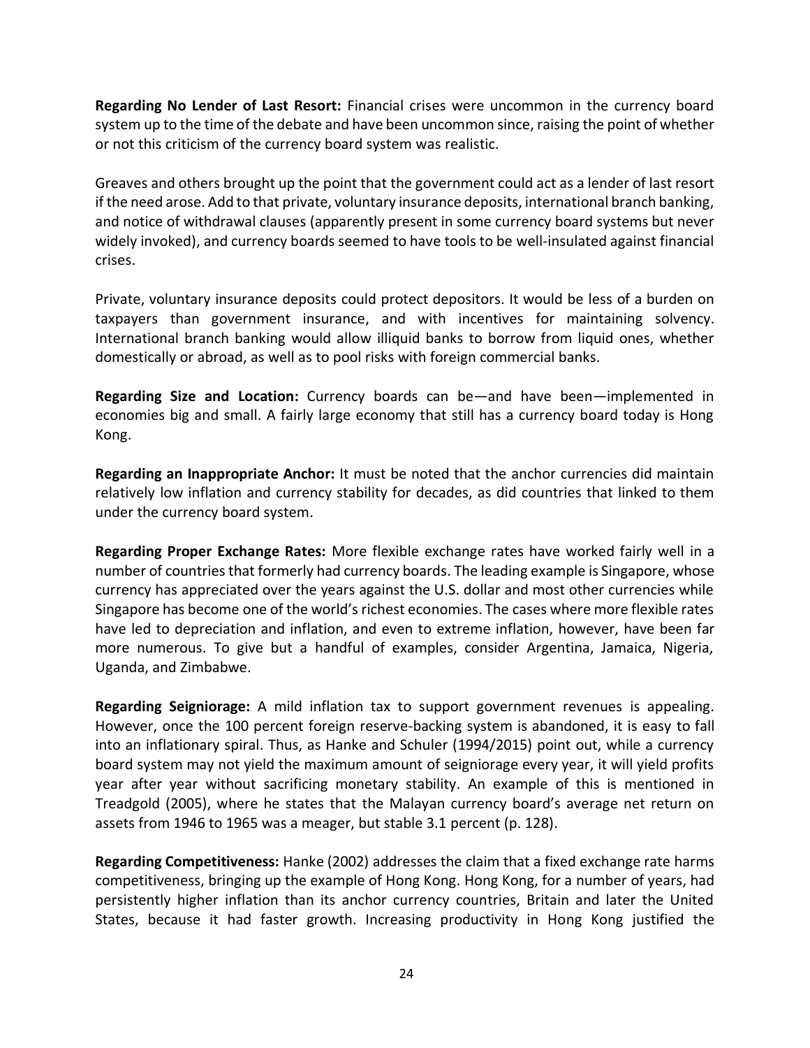**Regarding No Lender of Last Resort:** Financial crises were uncommon in the currency board system up to the time of the debate and have been uncommon since, raising the point of whether or not this criticism of the currency board system was realistic.

Greaves and others brought up the point that the government could act as a lender of last resort if the need arose. Add to that private, voluntary insurance deposits, international branch banking, and notice of withdrawal clauses (apparently present in some currency board systems but never widely invoked), and currency boards seemed to have tools to be well-insulated against financial crises.

Private, voluntary insurance deposits could protect depositors. It would be less of a burden on taxpayers than government insurance, and with incentives for maintaining solvency. International branch banking would allow illiquid banks to borrow from liquid ones, whether domestically or abroad, as well as to pool risks with foreign commercial banks.

**Regarding Size and Location:** Currency boards can be—and have been—implemented in economies big and small. A fairly large economy that still has a currency board today is Hong Kong.

**Regarding an Inappropriate Anchor:** It must be noted that the anchor currencies did maintain relatively low inflation and currency stability for decades, as did countries that linked to them under the currency board system.

**Regarding Proper Exchange Rates:** More flexible exchange rates have worked fairly well in a number of countries that formerly had currency boards. The leading example is Singapore, whose currency has appreciated over the years against the U.S. dollar and most other currencies while Singapore has become one of the world's richest economies. The cases where more flexible rates have led to depreciation and inflation, and even to extreme inflation, however, have been far more numerous. To give but a handful of examples, consider Argentina, Jamaica, Nigeria, Uganda, and Zimbabwe.

**Regarding Seigniorage:** A mild inflation tax to support government revenues is appealing. However, once the 100 percent foreign reserve-backing system is abandoned, it is easy to fall into an inflationary spiral. Thus, as Hanke and Schuler (1994/2015) point out, while a currency board system may not yield the maximum amount of seigniorage every year, it will yield profits year after year without sacrificing monetary stability. An example of this is mentioned in Treadgold (2005), where he states that the Malayan currency board's average net return on assets from 1946 to 1965 was a meager, but stable 3.1 percent (p. 128).

**Regarding Competitiveness:** Hanke (2002) addresses the claim that a fixed exchange rate harms competitiveness, bringing up the example of Hong Kong. Hong Kong, for a number of years, had persistently higher inflation than its anchor currency countries, Britain and later the United States, because it had faster growth. Increasing productivity in Hong Kong justified the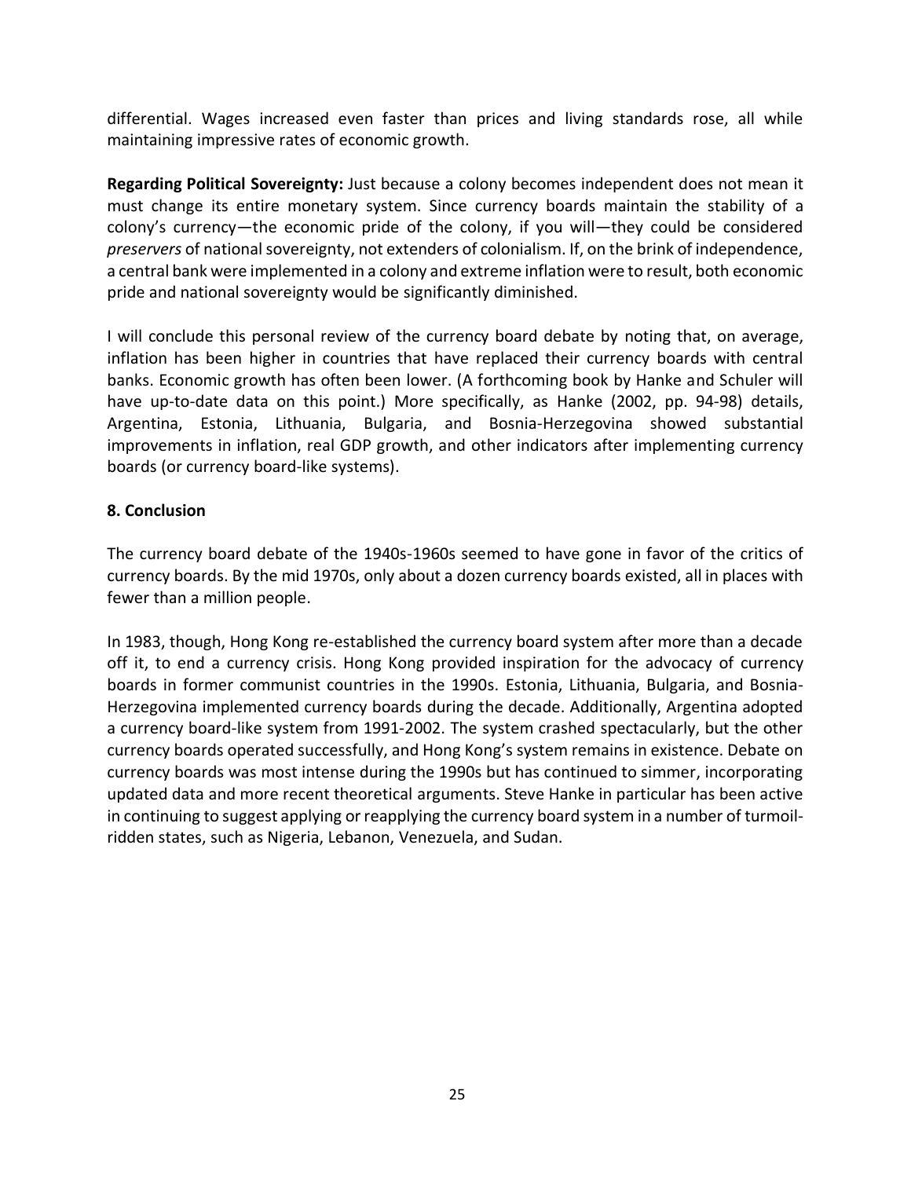differential. Wages increased even faster than prices and living standards rose, all while maintaining impressive rates of economic growth.

**Regarding Political Sovereignty:** Just because a colony becomes independent does not mean it must change its entire monetary system. Since currency boards maintain the stability of a colony's currency—the economic pride of the colony, if you will—they could be considered *preservers* of national sovereignty, not extenders of colonialism. If, on the brink of independence, a central bank were implemented in a colony and extreme inflation were to result, both economic pride and national sovereignty would be significantly diminished.

I will conclude this personal review of the currency board debate by noting that, on average, inflation has been higher in countries that have replaced their currency boards with central banks. Economic growth has often been lower. (A forthcoming book by Hanke and Schuler will have up-to-date data on this point.) More specifically, as Hanke (2002, pp. 94-98) details, Argentina, Estonia, Lithuania, Bulgaria, and Bosnia-Herzegovina showed substantial improvements in inflation, real GDP growth, and other indicators after implementing currency boards (or currency board-like systems).

## 8. Conclusion

The currency board debate of the 1940s-1960s seemed to have gone in favor of the critics of currency boards. By the mid 1970s, only about a dozen currency boards existed, all in places with fewer than a million people.

In 1983, though, Hong Kong re-established the currency board system after more than a decade off it, to end a currency crisis. Hong Kong provided inspiration for the advocacy of currency boards in former communist countries in the 1990s. Estonia, Lithuania, Bulgaria, and Bosnia-Herzegovina implemented currency boards during the decade. Additionally, Argentina adopted a currency board-like system from 1991-2002. The system crashed spectacularly, but the other currency boards operated successfully, and Hong Kong's system remains in existence. Debate on currency boards was most intense during the 1990s but has continued to simmer, incorporating updated data and more recent theoretical arguments. Steve Hanke in particular has been active in continuing to suggest applying or reapplying the currency board system in a number of turmoil-ridden states, such as Nigeria, Lebanon, Venezuela, and Sudan.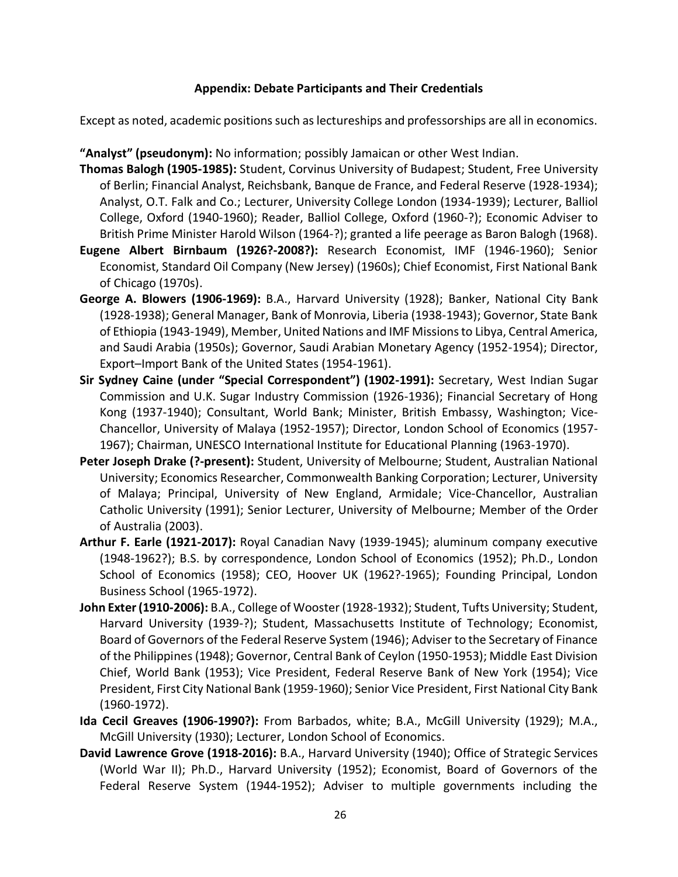**Appendix: Debate Participants and Their Credentials**

Except as noted, academic positions such as lectureships and professorships are all in economics.

**"Analyst" (pseudonym):** No information; possibly Jamaican or other West Indian.

**Thomas Balogh (1905-1985):** Student, Corvinus University of Budapest; Student, Free University of Berlin; Financial Analyst, Reichsbank, Banque de France, and Federal Reserve (1928-1934); Analyst, O.T. Falk and Co.; Lecturer, University College London (1934-1939); Lecturer, Balliol College, Oxford (1940-1960); Reader, Balliol College, Oxford (1960-?); Economic Adviser to British Prime Minister Harold Wilson (1964-?); granted a life peerage as Baron Balogh (1968).

**Eugene Albert Birnbaum (1926?-2008?):** Research Economist, IMF (1946-1960); Senior Economist, Standard Oil Company (New Jersey) (1960s); Chief Economist, First National Bank of Chicago (1970s).

**George A. Blowers (1906-1969):** B.A., Harvard University (1928); Banker, National City Bank (1928-1938); General Manager, Bank of Monrovia, Liberia (1938-1943); Governor, State Bank of Ethiopia (1943-1949), Member, United Nations and IMF Missions to Libya, Central America, and Saudi Arabia (1950s); Governor, Saudi Arabian Monetary Agency (1952-1954); Director, Export–Import Bank of the United States (1954-1961).

**Sir Sydney Caine (under "Special Correspondent") (1902-1991):** Secretary, West Indian Sugar Commission and U.K. Sugar Industry Commission (1926-1936); Financial Secretary of Hong Kong (1937-1940); Consultant, World Bank; Minister, British Embassy, Washington; Vice-Chancellor, University of Malaya (1952-1957); Director, London School of Economics (1957-1967); Chairman, UNESCO International Institute for Educational Planning (1963-1970).

**Peter Joseph Drake (?-present):** Student, University of Melbourne; Student, Australian National University; Economics Researcher, Commonwealth Banking Corporation; Lecturer, University of Malaya; Principal, University of New England, Armidale; Vice-Chancellor, Australian Catholic University (1991); Senior Lecturer, University of Melbourne; Member of the Order of Australia (2003).

**Arthur F. Earle (1921-2017):** Royal Canadian Navy (1939-1945); aluminum company executive (1948-1962?); B.S. by correspondence, London School of Economics (1952); Ph.D., London School of Economics (1958); CEO, Hoover UK (1962?-1965); Founding Principal, London Business School (1965-1972).

**John Exter (1910-2006):** B.A., College of Wooster (1928-1932); Student, Tufts University; Student, Harvard University (1939-?); Student, Massachusetts Institute of Technology; Economist, Board of Governors of the Federal Reserve System (1946); Adviser to the Secretary of Finance of the Philippines (1948); Governor, Central Bank of Ceylon (1950-1953); Middle East Division Chief, World Bank (1953); Vice President, Federal Reserve Bank of New York (1954); Vice President, First City National Bank (1959-1960); Senior Vice President, First National City Bank (1960-1972).

**Ida Cecil Greaves (1906-1990?):** From Barbados, white; B.A., McGill University (1929); M.A., McGill University (1930); Lecturer, London School of Economics.

**David Lawrence Grove (1918-2016):** B.A., Harvard University (1940); Office of Strategic Services (World War II); Ph.D., Harvard University (1952); Economist, Board of Governors of the Federal Reserve System (1944-1952); Adviser to multiple governments including the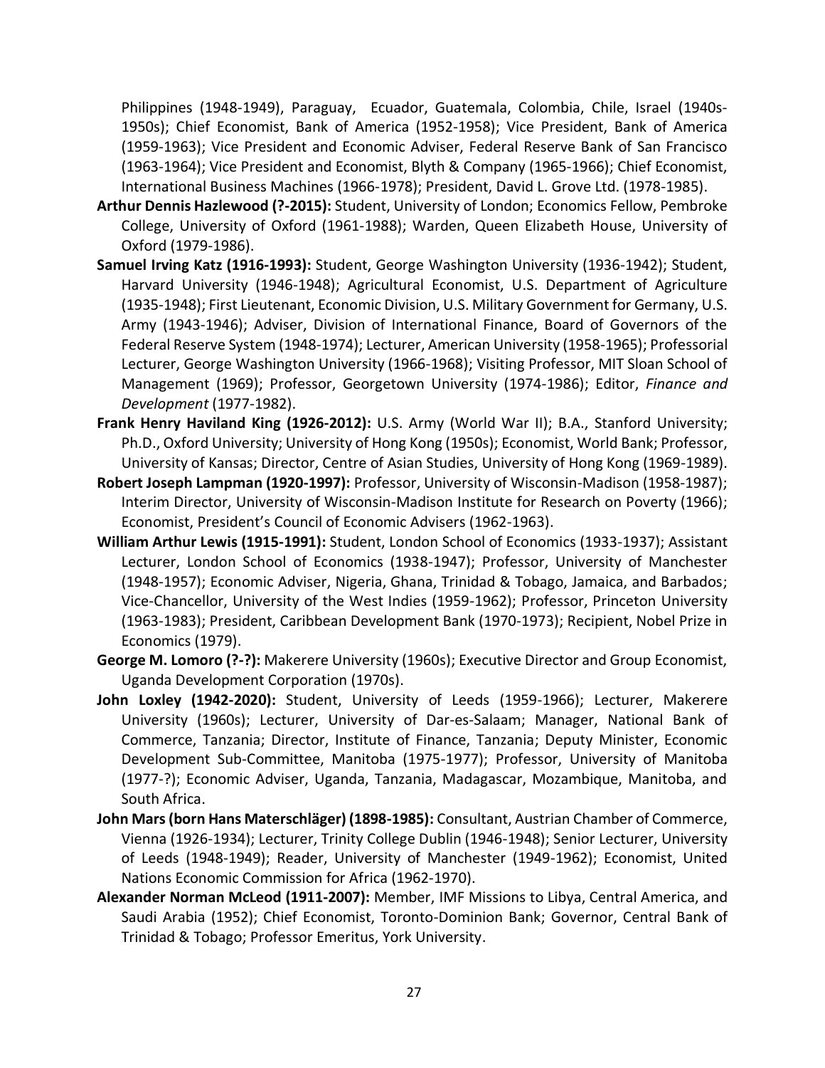Philippines (1948-1949), Paraguay, Ecuador, Guatemala, Colombia, Chile, Israel (1940s-1950s); Chief Economist, Bank of America (1952-1958); Vice President, Bank of America (1959-1963); Vice President and Economic Adviser, Federal Reserve Bank of San Francisco (1963-1964); Vice President and Economist, Blyth & Company (1965-1966); Chief Economist, International Business Machines (1966-1978); President, David L. Grove Ltd. (1978-1985).

**Arthur Dennis Hazlewood (?-2015):** Student, University of London; Economics Fellow, Pembroke College, University of Oxford (1961-1988); Warden, Queen Elizabeth House, University of Oxford (1979-1986).

**Samuel Irving Katz (1916-1993):** Student, George Washington University (1936-1942); Student, Harvard University (1946-1948); Agricultural Economist, U.S. Department of Agriculture (1935-1948); First Lieutenant, Economic Division, U.S. Military Government for Germany, U.S. Army (1943-1946); Adviser, Division of International Finance, Board of Governors of the Federal Reserve System (1948-1974); Lecturer, American University (1958-1965); Professorial Lecturer, George Washington University (1966-1968); Visiting Professor, MIT Sloan School of Management (1969); Professor, Georgetown University (1974-1986); Editor, *Finance and Development* (1977-1982).

**Frank Henry Haviland King (1926-2012):** U.S. Army (World War II); B.A., Stanford University; Ph.D., Oxford University; University of Hong Kong (1950s); Economist, World Bank; Professor, University of Kansas; Director, Centre of Asian Studies, University of Hong Kong (1969-1989).

**Robert Joseph Lampman (1920-1997):** Professor, University of Wisconsin-Madison (1958-1987); Interim Director, University of Wisconsin-Madison Institute for Research on Poverty (1966); Economist, President's Council of Economic Advisers (1962-1963).

**William Arthur Lewis (1915-1991):** Student, London School of Economics (1933-1937); Assistant Lecturer, London School of Economics (1938-1947); Professor, University of Manchester (1948-1957); Economic Adviser, Nigeria, Ghana, Trinidad & Tobago, Jamaica, and Barbados; Vice-Chancellor, University of the West Indies (1959-1962); Professor, Princeton University (1963-1983); President, Caribbean Development Bank (1970-1973); Recipient, Nobel Prize in Economics (1979).

**George M. Lomoro (?-?):** Makerere University (1960s); Executive Director and Group Economist, Uganda Development Corporation (1970s).

**John Loxley (1942-2020):** Student, University of Leeds (1959-1966); Lecturer, Makerere University (1960s); Lecturer, University of Dar-es-Salaam; Manager, National Bank of Commerce, Tanzania; Director, Institute of Finance, Tanzania; Deputy Minister, Economic Development Sub-Committee, Manitoba (1975-1977); Professor, University of Manitoba (1977-?); Economic Adviser, Uganda, Tanzania, Madagascar, Mozambique, Manitoba, and South Africa.

**John Mars (born Hans Materschläger) (1898-1985):** Consultant, Austrian Chamber of Commerce, Vienna (1926-1934); Lecturer, Trinity College Dublin (1946-1948); Senior Lecturer, University of Leeds (1948-1949); Reader, University of Manchester (1949-1962); Economist, United Nations Economic Commission for Africa (1962-1970).

**Alexander Norman McLeod (1911-2007):** Member, IMF Missions to Libya, Central America, and Saudi Arabia (1952); Chief Economist, Toronto-Dominion Bank; Governor, Central Bank of Trinidad & Tobago; Professor Emeritus, York University.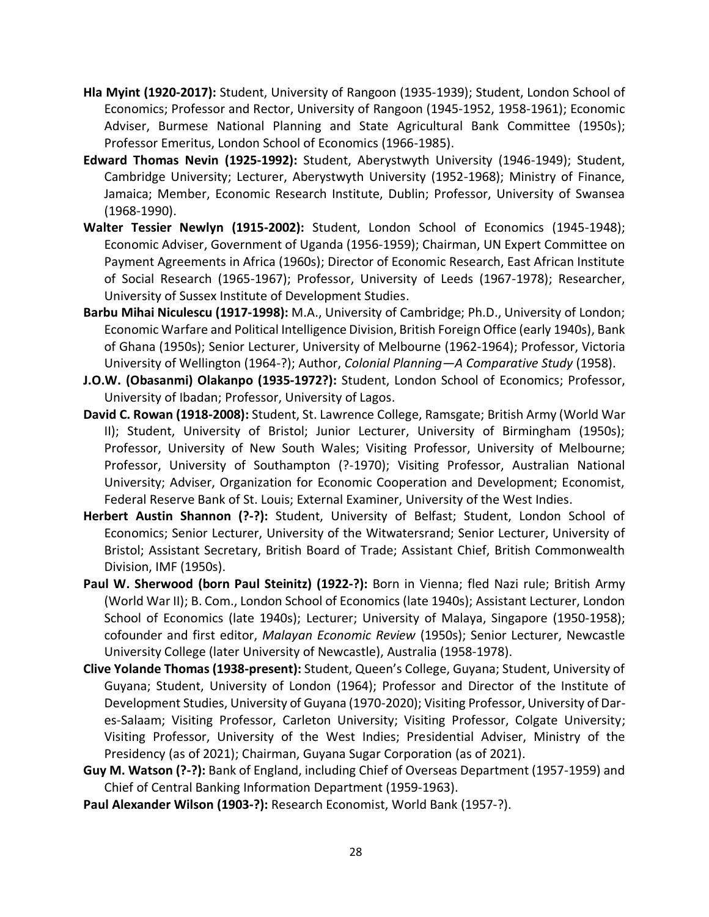**Hla Myint (1920-2017):** Student, University of Rangoon (1935-1939); Student, London School of Economics; Professor and Rector, University of Rangoon (1945-1952, 1958-1961); Economic Adviser, Burmese National Planning and State Agricultural Bank Committee (1950s); Professor Emeritus, London School of Economics (1966-1985).

**Edward Thomas Nevin (1925-1992):** Student, Aberystwyth University (1946-1949); Student, Cambridge University; Lecturer, Aberystwyth University (1952-1968); Ministry of Finance, Jamaica; Member, Economic Research Institute, Dublin; Professor, University of Swansea (1968-1990).

**Walter Tessier Newlyn (1915-2002):** Student, London School of Economics (1945-1948); Economic Adviser, Government of Uganda (1956-1959); Chairman, UN Expert Committee on Payment Agreements in Africa (1960s); Director of Economic Research, East African Institute of Social Research (1965-1967); Professor, University of Leeds (1967-1978); Researcher, University of Sussex Institute of Development Studies.

**Barbu Mihai Niculescu (1917-1998):** M.A., University of Cambridge; Ph.D., University of London; Economic Warfare and Political Intelligence Division, British Foreign Office (early 1940s), Bank of Ghana (1950s); Senior Lecturer, University of Melbourne (1962-1964); Professor, Victoria University of Wellington (1964-?); Author, *Colonial Planning—A Comparative Study* (1958).

**J.O.W. (Obasanmi) Olakanpo (1935-1972?):** Student, London School of Economics; Professor, University of Ibadan; Professor, University of Lagos.

**David C. Rowan (1918-2008):** Student, St. Lawrence College, Ramsgate; British Army (World War II); Student, University of Bristol; Junior Lecturer, University of Birmingham (1950s); Professor, University of New South Wales; Visiting Professor, University of Melbourne; Professor, University of Southampton (?-1970); Visiting Professor, Australian National University; Adviser, Organization for Economic Cooperation and Development; Economist, Federal Reserve Bank of St. Louis; External Examiner, University of the West Indies.

**Herbert Austin Shannon (?-?):** Student, University of Belfast; Student, London School of Economics; Senior Lecturer, University of the Witwatersrand; Senior Lecturer, University of Bristol; Assistant Secretary, British Board of Trade; Assistant Chief, British Commonwealth Division, IMF (1950s).

**Paul W. Sherwood (born Paul Steinitz) (1922-?):** Born in Vienna; fled Nazi rule; British Army (World War II); B. Com., London School of Economics (late 1940s); Assistant Lecturer, London School of Economics (late 1940s); Lecturer; University of Malaya, Singapore (1950-1958); cofounder and first editor, *Malayan Economic Review* (1950s); Senior Lecturer, Newcastle University College (later University of Newcastle), Australia (1958-1978).

**Clive Yolande Thomas (1938-present):** Student, Queen's College, Guyana; Student, University of Guyana; Student, University of London (1964); Professor and Director of the Institute of Development Studies, University of Guyana (1970-2020); Visiting Professor, University of Dar-es-Salaam; Visiting Professor, Carleton University; Visiting Professor, Colgate University; Visiting Professor, University of the West Indies; Presidential Adviser, Ministry of the Presidency (as of 2021); Chairman, Guyana Sugar Corporation (as of 2021).

**Guy M. Watson (?-?):** Bank of England, including Chief of Overseas Department (1957-1959) and Chief of Central Banking Information Department (1959-1963).

**Paul Alexander Wilson (1903-?):** Research Economist, World Bank (1957-?).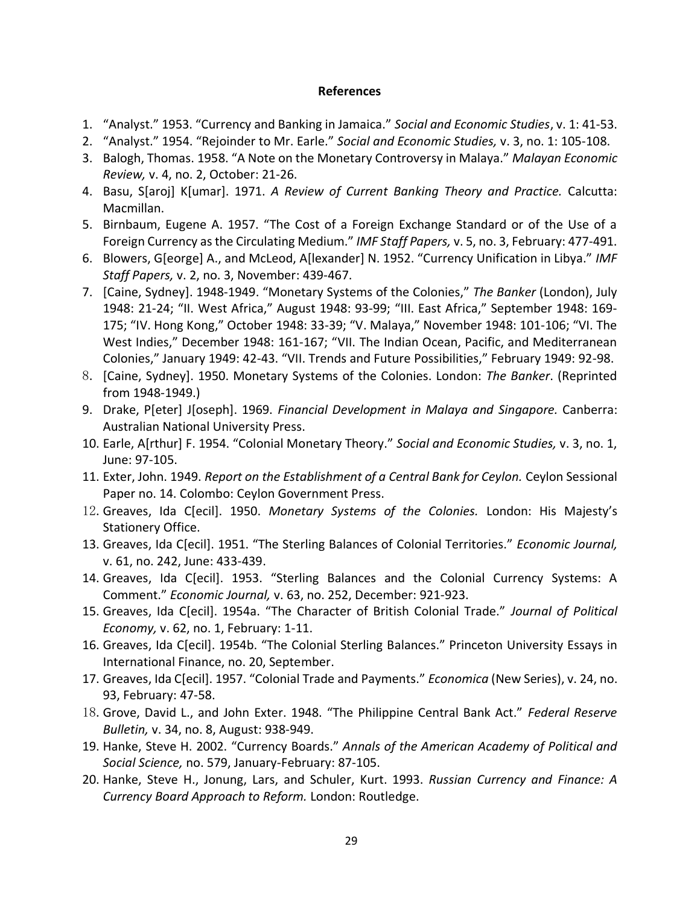**References**

1. "Analyst." 1953. "Currency and Banking in Jamaica." *Social and Economic Studies*, v. 1: 41-53.
2. "Analyst." 1954. "Rejoinder to Mr. Earle." *Social and Economic Studies,* v. 3, no. 1: 105-108.
3. Balogh, Thomas. 1958. "A Note on the Monetary Controversy in Malaya." *Malayan Economic Review,* v. 4, no. 2, October: 21-26.
4. Basu, S[aroj] K[umar]. 1971. *A Review of Current Banking Theory and Practice.* Calcutta: Macmillan.
5. Birnbaum, Eugene A. 1957. "The Cost of a Foreign Exchange Standard or of the Use of a Foreign Currency as the Circulating Medium." *IMF Staff Papers,* v. 5, no. 3, February: 477-491.
6. Blowers, G[eorge] A., and McLeod, A[lexander] N. 1952. "Currency Unification in Libya." *IMF Staff Papers,* v. 2, no. 3, November: 439-467.
7. [Caine, Sydney]. 1948-1949. "Monetary Systems of the Colonies," *The Banker* (London), July 1948: 21-24; "II. West Africa," August 1948: 93-99; "III. East Africa," September 1948: 169-175; "IV. Hong Kong," October 1948: 33-39; "V. Malaya," November 1948: 101-106; "VI. The West Indies," December 1948: 161-167; "VII. The Indian Ocean, Pacific, and Mediterranean Colonies," January 1949: 42-43. "VII. Trends and Future Possibilities," February 1949: 92-98.
8. [Caine, Sydney]. 1950. Monetary Systems of the Colonies. London: *The Banker*. (Reprinted from 1948-1949.)
9. Drake, P[eter] J[oseph]. 1969. *Financial Development in Malaya and Singapore.* Canberra: Australian National University Press.
10. Earle, A[rthur] F. 1954. "Colonial Monetary Theory." *Social and Economic Studies,* v. 3, no. 1, June: 97-105.
11. Exter, John. 1949. *Report on the Establishment of a Central Bank for Ceylon.* Ceylon Sessional Paper no. 14. Colombo: Ceylon Government Press.
12. Greaves, Ida C[ecil]. 1950. *Monetary Systems of the Colonies.* London: His Majesty's Stationery Office.
13. Greaves, Ida C[ecil]. 1951. "The Sterling Balances of Colonial Territories." *Economic Journal,* v. 61, no. 242, June: 433-439.
14. Greaves, Ida C[ecil]. 1953. "Sterling Balances and the Colonial Currency Systems: A Comment." *Economic Journal,* v. 63, no. 252, December: 921-923.
15. Greaves, Ida C[ecil]. 1954a. "The Character of British Colonial Trade." *Journal of Political Economy,* v. 62, no. 1, February: 1-11.
16. Greaves, Ida C[ecil]. 1954b. "The Colonial Sterling Balances." Princeton University Essays in International Finance, no. 20, September.
17. Greaves, Ida C[ecil]. 1957. "Colonial Trade and Payments." *Economica* (New Series), v. 24, no. 93, February: 47-58.
18. Grove, David L., and John Exter. 1948. "The Philippine Central Bank Act." *Federal Reserve Bulletin,* v. 34, no. 8, August: 938-949.
19. Hanke, Steve H. 2002. "Currency Boards." *Annals of the American Academy of Political and Social Science,* no. 579, January-February: 87-105.
20. Hanke, Steve H., Jonung, Lars, and Schuler, Kurt. 1993. *Russian Currency and Finance: A Currency Board Approach to Reform.* London: Routledge.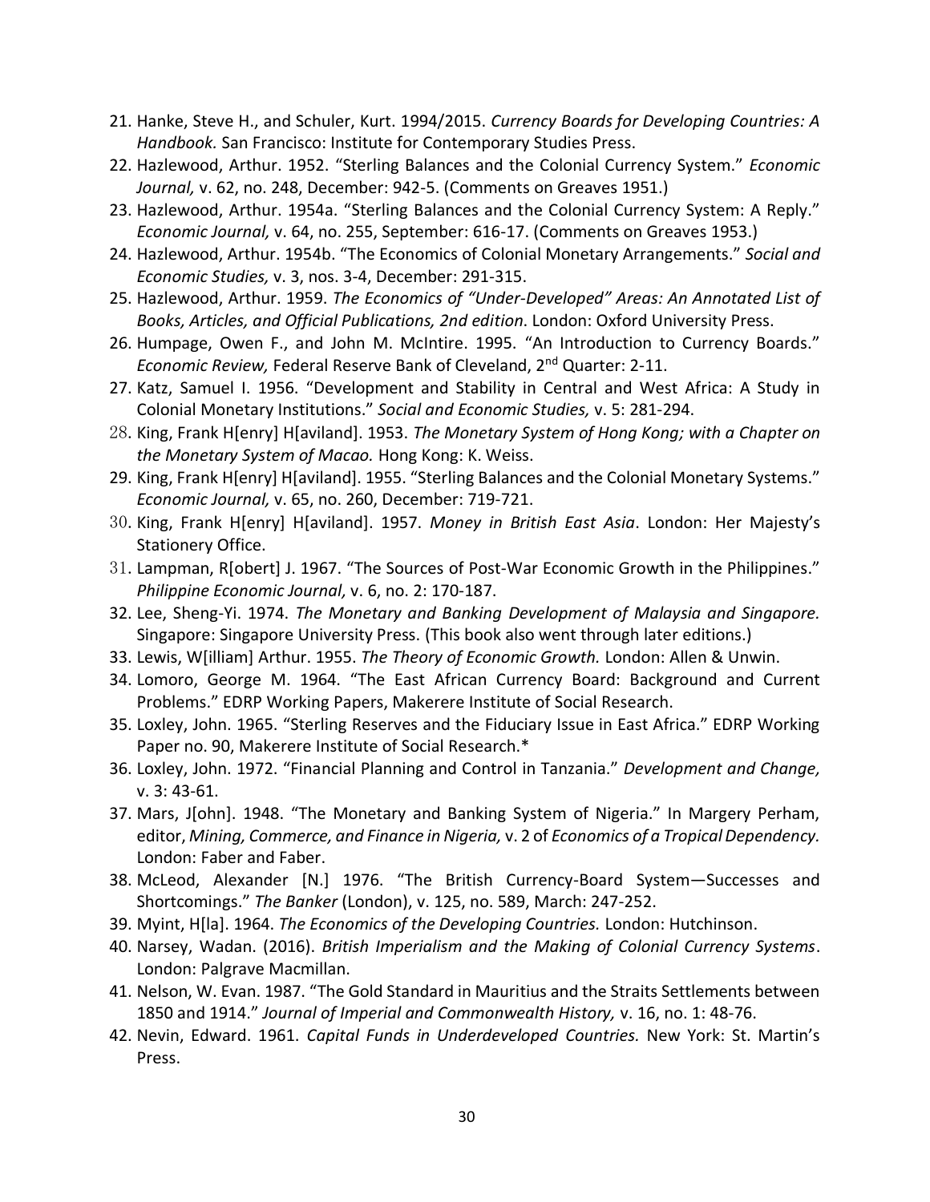21. Hanke, Steve H., and Schuler, Kurt. 1994/2015. *Currency Boards for Developing Countries: A Handbook.* San Francisco: Institute for Contemporary Studies Press.
22. Hazlewood, Arthur. 1952. "Sterling Balances and the Colonial Currency System." *Economic Journal,* v. 62, no. 248, December: 942-5. (Comments on Greaves 1951.)
23. Hazlewood, Arthur. 1954a. "Sterling Balances and the Colonial Currency System: A Reply." *Economic Journal,* v. 64, no. 255, September: 616-17. (Comments on Greaves 1953.)
24. Hazlewood, Arthur. 1954b. "The Economics of Colonial Monetary Arrangements." *Social and Economic Studies,* v. 3, nos. 3-4, December: 291-315.
25. Hazlewood, Arthur. 1959. *The Economics of "Under-Developed" Areas: An Annotated List of Books, Articles, and Official Publications, 2nd edition*. London: Oxford University Press.
26. Humpage, Owen F., and John M. McIntire. 1995. "An Introduction to Currency Boards." *Economic Review,* Federal Reserve Bank of Cleveland, 2nd Quarter: 2-11.
27. Katz, Samuel I. 1956. "Development and Stability in Central and West Africa: A Study in Colonial Monetary Institutions." *Social and Economic Studies,* v. 5: 281-294.
28. King, Frank H[enry] H[aviland]. 1953. *The Monetary System of Hong Kong; with a Chapter on the Monetary System of Macao.* Hong Kong: K. Weiss.
29. King, Frank H[enry] H[aviland]. 1955. "Sterling Balances and the Colonial Monetary Systems." *Economic Journal,* v. 65, no. 260, December: 719-721.
30. King, Frank H[enry] H[aviland]. 1957. *Money in British East Asia*. London: Her Majesty's Stationery Office.
31. Lampman, R[obert] J. 1967. "The Sources of Post-War Economic Growth in the Philippines." *Philippine Economic Journal,* v. 6, no. 2: 170-187.
32. Lee, Sheng-Yi. 1974. *The Monetary and Banking Development of Malaysia and Singapore.* Singapore: Singapore University Press. (This book also went through later editions.)
33. Lewis, W[illiam] Arthur. 1955. *The Theory of Economic Growth.* London: Allen & Unwin.
34. Lomoro, George M. 1964. "The East African Currency Board: Background and Current Problems." EDRP Working Papers, Makerere Institute of Social Research.
35. Loxley, John. 1965. "Sterling Reserves and the Fiduciary Issue in East Africa." EDRP Working Paper no. 90, Makerere Institute of Social Research.*
36. Loxley, John. 1972. "Financial Planning and Control in Tanzania." *Development and Change,* v. 3: 43-61.
37. Mars, J[ohn]. 1948. "The Monetary and Banking System of Nigeria." In Margery Perham, editor, *Mining, Commerce, and Finance in Nigeria,* v. 2 of *Economics of a Tropical Dependency.* London: Faber and Faber.
38. McLeod, Alexander [N.] 1976. "The British Currency-Board System—Successes and Shortcomings." *The Banker* (London), v. 125, no. 589, March: 247-252.
39. Myint, H[la]. 1964. *The Economics of the Developing Countries.* London: Hutchinson.
40. Narsey, Wadan. (2016). *British Imperialism and the Making of Colonial Currency Systems*. London: Palgrave Macmillan.
41. Nelson, W. Evan. 1987. "The Gold Standard in Mauritius and the Straits Settlements between 1850 and 1914." *Journal of Imperial and Commonwealth History,* v. 16, no. 1: 48-76.
42. Nevin, Edward. 1961. *Capital Funds in Underdeveloped Countries.* New York: St. Martin's Press.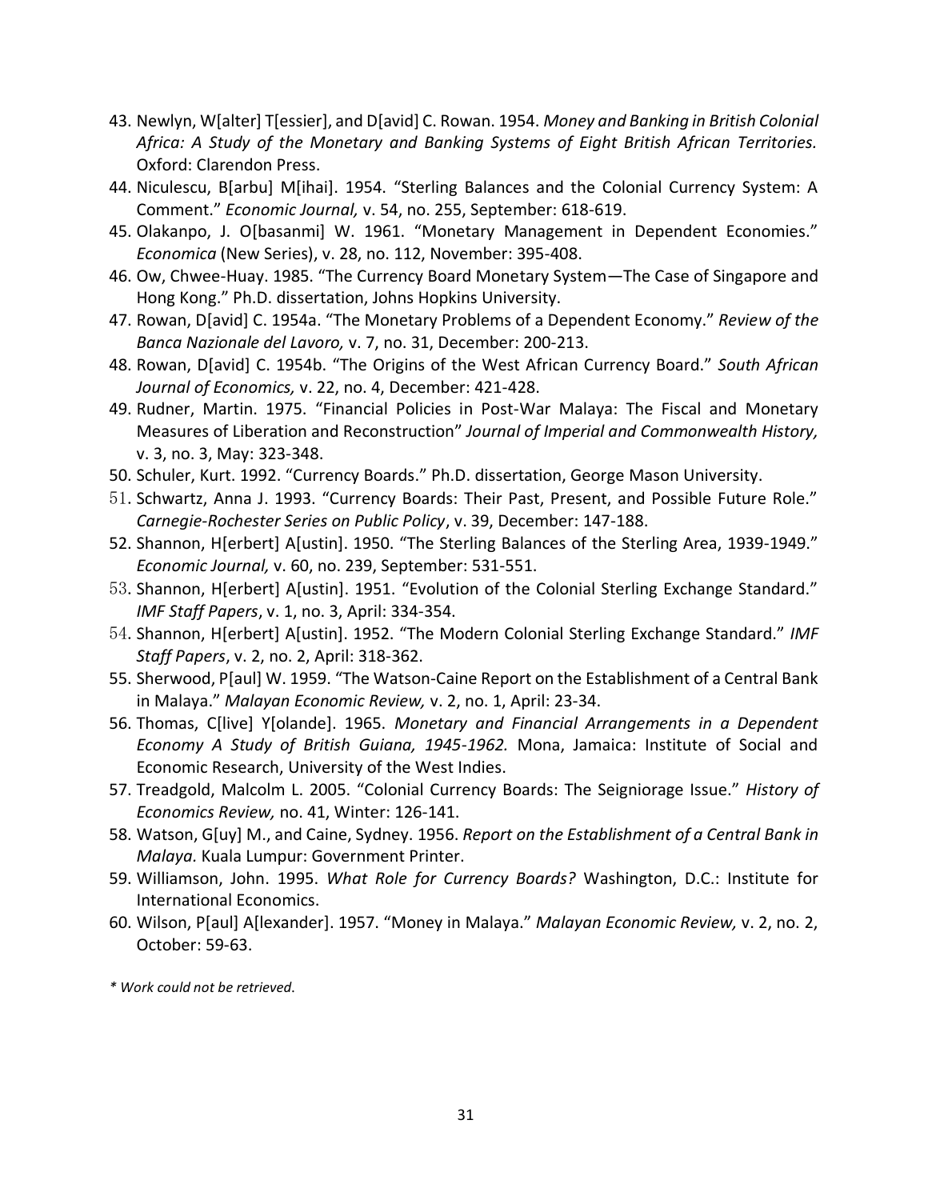43. Newlyn, W[alter] T[essier], and D[avid] C. Rowan. 1954. *Money and Banking in British Colonial Africa: A Study of the Monetary and Banking Systems of Eight British African Territories.* Oxford: Clarendon Press.
44. Niculescu, B[arbu] M[ihai]. 1954. "Sterling Balances and the Colonial Currency System: A Comment." *Economic Journal,* v. 54, no. 255, September: 618-619.
45. Olakanpo, J. O[basanmi] W. 1961. "Monetary Management in Dependent Economies." *Economica* (New Series), v. 28, no. 112, November: 395-408.
46. Ow, Chwee-Huay. 1985. "The Currency Board Monetary System—The Case of Singapore and Hong Kong." Ph.D. dissertation, Johns Hopkins University.
47. Rowan, D[avid] C. 1954a. "The Monetary Problems of a Dependent Economy." *Review of the Banca Nazionale del Lavoro,* v. 7, no. 31, December: 200-213.
48. Rowan, D[avid] C. 1954b. "The Origins of the West African Currency Board." *South African Journal of Economics,* v. 22, no. 4, December: 421-428.
49. Rudner, Martin. 1975. "Financial Policies in Post-War Malaya: The Fiscal and Monetary Measures of Liberation and Reconstruction" *Journal of Imperial and Commonwealth History,* v. 3, no. 3, May: 323-348.
50. Schuler, Kurt. 1992. "Currency Boards." Ph.D. dissertation, George Mason University.
51. Schwartz, Anna J. 1993. "Currency Boards: Their Past, Present, and Possible Future Role." *Carnegie-Rochester Series on Public Policy*, v. 39, December: 147-188.
52. Shannon, H[erbert] A[ustin]. 1950. "The Sterling Balances of the Sterling Area, 1939-1949." *Economic Journal,* v. 60, no. 239, September: 531-551.
53. Shannon, H[erbert] A[ustin]. 1951. "Evolution of the Colonial Sterling Exchange Standard." *IMF Staff Papers*, v. 1, no. 3, April: 334-354.
54. Shannon, H[erbert] A[ustin]. 1952. "The Modern Colonial Sterling Exchange Standard." *IMF Staff Papers*, v. 2, no. 2, April: 318-362.
55. Sherwood, P[aul] W. 1959. "The Watson-Caine Report on the Establishment of a Central Bank in Malaya." *Malayan Economic Review,* v. 2, no. 1, April: 23-34.
56. Thomas, C[live] Y[olande]. 1965. *Monetary and Financial Arrangements in a Dependent Economy A Study of British Guiana, 1945-1962.* Mona, Jamaica: Institute of Social and Economic Research, University of the West Indies.
57. Treadgold, Malcolm L. 2005. "Colonial Currency Boards: The Seigniorage Issue." *History of Economics Review,* no. 41, Winter: 126-141.
58. Watson, G[uy] M., and Caine, Sydney. 1956. *Report on the Establishment of a Central Bank in Malaya.* Kuala Lumpur: Government Printer.
59. Williamson, John. 1995. *What Role for Currency Boards?* Washington, D.C.: Institute for International Economics.
60. Wilson, P[aul] A[lexander]. 1957. "Money in Malaya." *Malayan Economic Review,* v. 2, no. 2, October: 59-63.

*\* Work could not be retrieved.*